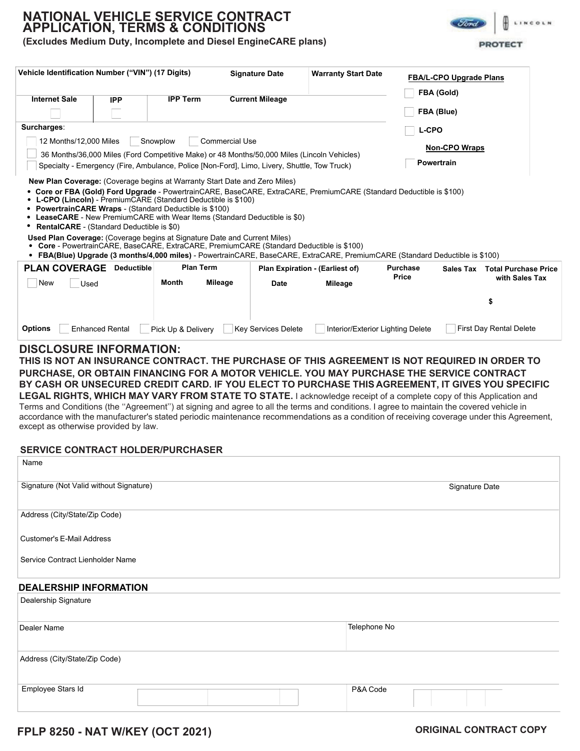# NATIONAL VEHICLE SERVICE CONTRACT APPLICATION, TERMS & CONDITIONS

**(Excludes Medium Duty, Incomplete and Diesel EngineCARE plans)**

FORD | LINCOLN PROTECT

| Vehicle Identification Number ("VIN") (17 Digits) | | | Signature Date | Warranty Start Date |
|---|---|---|---|---|
| **Internet Sale** ☐ | **IPP** ☐ | **IPP Term** | **Current Mileage** | |

**Surcharges**:

☐ 12 Months/12,000 Miles ☐ Snowplow ☐ Commercial Use

☐ 36 Months/36,000 Miles (Ford Competitive Make) or 48 Months/50,000 Miles (Lincoln Vehicles)

☐ Specialty - Emergency (Fire, Ambulance, Police [Non-Ford], Limo, Livery, Shuttle, Tow Truck)

**FBA/L-CPO Upgrade Plans**

☐ FBA (Gold)

☐ FBA (Blue)

☐ L-CPO

**Non-CPO Wraps**

☐ Powertrain

**New Plan Coverage:** (Coverage begins at Warranty Start Date and Zero Miles)

- **Core or FBA (Gold) Ford Upgrade** - PowertrainCARE, BaseCARE, ExtraCARE, PremiumCARE (Standard Deductible is $100)
- **L-CPO (Lincoln)** - PremiumCARE (Standard Deductible is $100)
- **PowertrainCARE Wraps** - (Standard Deductible is $100)
- **LeaseCARE** - New PremiumCARE with Wear Items (Standard Deductible is $0)
- **RentalCARE** - (Standard Deductible is $0)

**Used Plan Coverage:** (Coverage begins at Signature Date and Current Miles)

- **Core** - PowertrainCARE, BaseCARE, ExtraCARE, PremiumCARE (Standard Deductible is $100)
- **FBA(Blue) Upgrade (3 months/4,000 miles)** - PowertrainCARE, BaseCARE, ExtraCARE, PremiumCARE (Standard Deductible is $100)

| **PLAN COVERAGE** | Deductible | Plan Term | | Plan Expiration - (Earliest of) | | Purchase Price | Sales Tax | Total Purchase Price with Sales Tax |
|---|---|---|---|---|---|---|---|---|
| ☐ New ☐ Used | | Month | Mileage | Date | Mileage | | | |
| | | | | | | | | $ |

**Options** ☐ Enhanced Rental ☐ Pick Up & Delivery ☐ Key Services Delete ☐ Interior/Exterior Lighting Delete ☐ First Day Rental Delete

## DISCLOSURE INFORMATION:

**THIS IS NOT AN INSURANCE CONTRACT. THE PURCHASE OF THIS AGREEMENT IS NOT REQUIRED IN ORDER TO PURCHASE, OR OBTAIN FINANCING FOR A MOTOR VEHICLE. YOU MAY PURCHASE THE SERVICE CONTRACT BY CASH OR UNSECURED CREDIT CARD. IF YOU ELECT TO PURCHASE THIS AGREEMENT, IT GIVES YOU SPECIFIC LEGAL RIGHTS, WHICH MAY VARY FROM STATE TO STATE.** I acknowledge receipt of a complete copy of this Application and Terms and Conditions (the ''Agreement'') at signing and agree to all the terms and conditions. I agree to maintain the covered vehicle in accordance with the manufacturer's stated periodic maintenance recommendations as a condition of receiving coverage under this Agreement, except as otherwise provided by law.

### SERVICE CONTRACT HOLDER/PURCHASER

| Name | |
|---|---|
| Signature (Not Valid without Signature) | Signature Date |
| Address (City/State/Zip Code) | |
| Customer's E-Mail Address | |
| Service Contract Lienholder Name | |

### DEALERSHIP INFORMATION

| Dealership Signature | |
|---|---|
| Dealer Name | Telephone No |
| Address (City/State/Zip Code) | |
| Employee Stars Id | P&A Code |

FPLP 8250 - NAT W/KEY (OCT 2021)

ORIGINAL CONTRACT COPY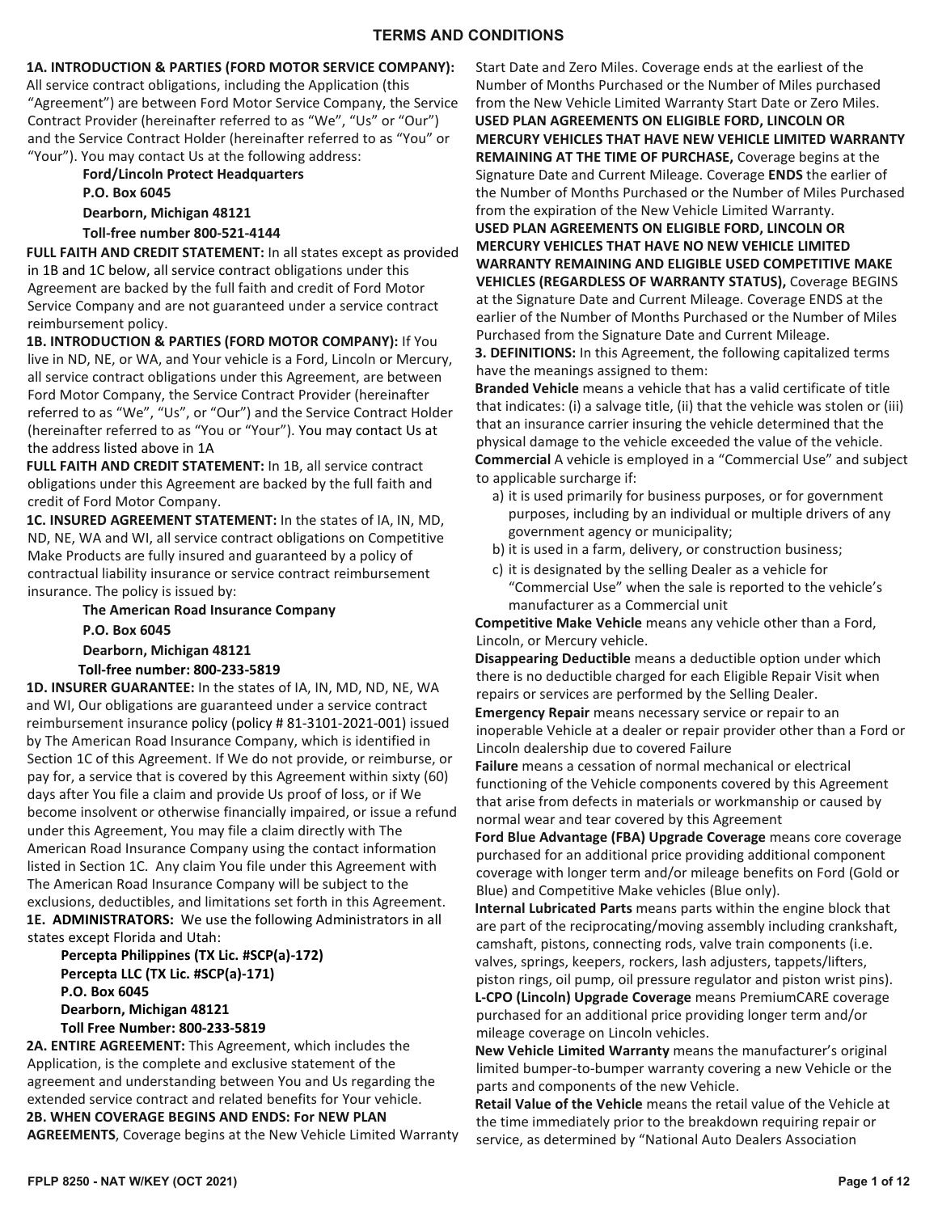## TERMS AND CONDITIONS

**1A. INTRODUCTION & PARTIES (FORD MOTOR SERVICE COMPANY):** All service contract obligations, including the Application (this "Agreement") are between Ford Motor Service Company, the Service Contract Provider (hereinafter referred to as "We", "Us" or "Our") and the Service Contract Holder (hereinafter referred to as "You" or "Your"). You may contact Us at the following address:

**Ford/Lincoln Protect Headquarters**
**P.O. Box 6045**
**Dearborn, Michigan 48121**
**Toll-free number 800-521-4144**

**FULL FAITH AND CREDIT STATEMENT:** In all states except as provided in 1B and 1C below, all service contract obligations under this Agreement are backed by the full faith and credit of Ford Motor Service Company and are not guaranteed under a service contract reimbursement policy.

**1B. INTRODUCTION & PARTIES (FORD MOTOR COMPANY):** If You live in ND, NE, or WA, and Your vehicle is a Ford, Lincoln or Mercury, all service contract obligations under this Agreement, are between Ford Motor Company, the Service Contract Provider (hereinafter referred to as "We", "Us", or "Our") and the Service Contract Holder (hereinafter referred to as "You or "Your"). You may contact Us at the address listed above in 1A

**FULL FAITH AND CREDIT STATEMENT:** In 1B, all service contract obligations under this Agreement are backed by the full faith and credit of Ford Motor Company.

**1C. INSURED AGREEMENT STATEMENT:** In the states of IA, IN, MD, ND, NE, WA and WI, all service contract obligations on Competitive Make Products are fully insured and guaranteed by a policy of contractual liability insurance or service contract reimbursement insurance. The policy is issued by:

**The American Road Insurance Company**
**P.O. Box 6045**
**Dearborn, Michigan 48121**
**Toll-free number: 800-233-5819**

**1D. INSURER GUARANTEE:** In the states of IA, IN, MD, ND, NE, WA and WI, Our obligations are guaranteed under a service contract reimbursement insurance policy (policy # 81-3101-2021-001) issued by The American Road Insurance Company, which is identified in Section 1C of this Agreement. If We do not provide, or reimburse, or pay for, a service that is covered by this Agreement within sixty (60) days after You file a claim and provide Us proof of loss, or if We become insolvent or otherwise financially impaired, or issue a refund under this Agreement, You may file a claim directly with The American Road Insurance Company using the contact information listed in Section 1C. Any claim You file under this Agreement with The American Road Insurance Company will be subject to the exclusions, deductibles, and limitations set forth in this Agreement.

**1E. ADMINISTRATORS:** We use the following Administrators in all states except Florida and Utah:

**Percepta Philippines (TX Lic. #SCP(a)-172)**
**Percepta LLC (TX Lic. #SCP(a)-171)**
**P.O. Box 6045**
**Dearborn, Michigan 48121**
**Toll Free Number: 800-233-5819**

**2A. ENTIRE AGREEMENT:** This Agreement, which includes the Application, is the complete and exclusive statement of the agreement and understanding between You and Us regarding the extended service contract and related benefits for Your vehicle.

**2B. WHEN COVERAGE BEGINS AND ENDS: For NEW PLAN AGREEMENTS**, Coverage begins at the New Vehicle Limited Warranty Start Date and Zero Miles. Coverage ends at the earliest of the Number of Months Purchased or the Number of Miles purchased from the New Vehicle Limited Warranty Start Date or Zero Miles.

**USED PLAN AGREEMENTS ON ELIGIBLE FORD, LINCOLN OR MERCURY VEHICLES THAT HAVE NEW VEHICLE LIMITED WARRANTY REMAINING AT THE TIME OF PURCHASE,** Coverage begins at the Signature Date and Current Mileage. Coverage **ENDS** the earlier of the Number of Months Purchased or the Number of Miles Purchased from the expiration of the New Vehicle Limited Warranty.

**USED PLAN AGREEMENTS ON ELIGIBLE FORD, LINCOLN OR MERCURY VEHICLES THAT HAVE NO NEW VEHICLE LIMITED WARRANTY REMAINING AND ELIGIBLE USED COMPETITIVE MAKE VEHICLES (REGARDLESS OF WARRANTY STATUS),** Coverage BEGINS at the Signature Date and Current Mileage. Coverage ENDS at the earlier of the Number of Months Purchased or the Number of Miles Purchased from the Signature Date and Current Mileage.

**3. DEFINITIONS:** In this Agreement, the following capitalized terms have the meanings assigned to them:

**Branded Vehicle** means a vehicle that has a valid certificate of title that indicates: (i) a salvage title, (ii) that the vehicle was stolen or (iii) that an insurance carrier insuring the vehicle determined that the physical damage to the vehicle exceeded the value of the vehicle.

**Commercial** A vehicle is employed in a "Commercial Use" and subject to applicable surcharge if:

a) it is used primarily for business purposes, or for government purposes, including by an individual or multiple drivers of any government agency or municipality;
b) it is used in a farm, delivery, or construction business;
c) it is designated by the selling Dealer as a vehicle for "Commercial Use" when the sale is reported to the vehicle's manufacturer as a Commercial unit

**Competitive Make Vehicle** means any vehicle other than a Ford, Lincoln, or Mercury vehicle.

**Disappearing Deductible** means a deductible option under which there is no deductible charged for each Eligible Repair Visit when repairs or services are performed by the Selling Dealer.

**Emergency Repair** means necessary service or repair to an inoperable Vehicle at a dealer or repair provider other than a Ford or Lincoln dealership due to covered Failure

**Failure** means a cessation of normal mechanical or electrical functioning of the Vehicle components covered by this Agreement that arise from defects in materials or workmanship or caused by normal wear and tear covered by this Agreement

**Ford Blue Advantage (FBA) Upgrade Coverage** means core coverage purchased for an additional price providing additional component coverage with longer term and/or mileage benefits on Ford (Gold or Blue) and Competitive Make vehicles (Blue only).

**Internal Lubricated Parts** means parts within the engine block that are part of the reciprocating/moving assembly including crankshaft, camshaft, pistons, connecting rods, valve train components (i.e. valves, springs, keepers, rockers, lash adjusters, tappets/lifters, piston rings, oil pump, oil pressure regulator and piston wrist pins).

**L-CPO (Lincoln) Upgrade Coverage** means PremiumCARE coverage purchased for an additional price providing longer term and/or mileage coverage on Lincoln vehicles.

**New Vehicle Limited Warranty** means the manufacturer's original limited bumper-to-bumper warranty covering a new Vehicle or the parts and components of the new Vehicle.

**Retail Value of the Vehicle** means the retail value of the Vehicle at the time immediately prior to the breakdown requiring repair or service, as determined by "National Auto Dealers Association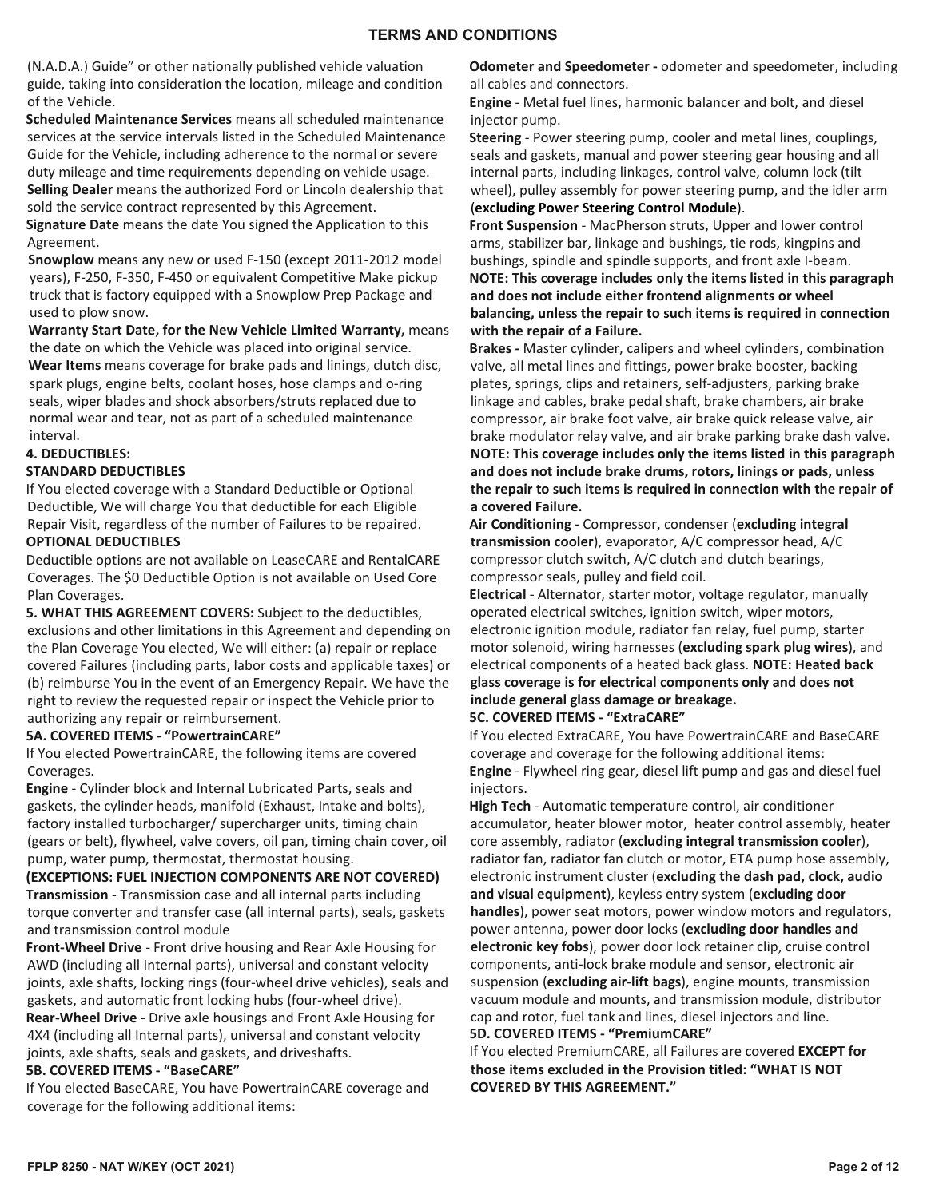## TERMS AND CONDITIONS

(N.A.D.A.) Guide" or other nationally published vehicle valuation guide, taking into consideration the location, mileage and condition of the Vehicle.

**Scheduled Maintenance Services** means all scheduled maintenance services at the service intervals listed in the Scheduled Maintenance Guide for the Vehicle, including adherence to the normal or severe duty mileage and time requirements depending on vehicle usage.

**Selling Dealer** means the authorized Ford or Lincoln dealership that sold the service contract represented by this Agreement.

**Signature Date** means the date You signed the Application to this Agreement.

**Snowplow** means any new or used F-150 (except 2011-2012 model years), F-250, F-350, F-450 or equivalent Competitive Make pickup truck that is factory equipped with a Snowplow Prep Package and used to plow snow.

**Warranty Start Date, for the New Vehicle Limited Warranty,** means the date on which the Vehicle was placed into original service.

**Wear Items** means coverage for brake pads and linings, clutch disc, spark plugs, engine belts, coolant hoses, hose clamps and o-ring seals, wiper blades and shock absorbers/struts replaced due to normal wear and tear, not as part of a scheduled maintenance interval.

**4. DEDUCTIBLES:**

**STANDARD DEDUCTIBLES**

If You elected coverage with a Standard Deductible or Optional Deductible, We will charge You that deductible for each Eligible Repair Visit, regardless of the number of Failures to be repaired.

**OPTIONAL DEDUCTIBLES**

Deductible options are not available on LeaseCARE and RentalCARE Coverages. The $0 Deductible Option is not available on Used Core Plan Coverages.

**5. WHAT THIS AGREEMENT COVERS:** Subject to the deductibles, exclusions and other limitations in this Agreement and depending on the Plan Coverage You elected, We will either: (a) repair or replace covered Failures (including parts, labor costs and applicable taxes) or (b) reimburse You in the event of an Emergency Repair. We have the right to review the requested repair or inspect the Vehicle prior to authorizing any repair or reimbursement.

**5A. COVERED ITEMS - "PowertrainCARE"**

If You elected PowertrainCARE, the following items are covered Coverages.

**Engine** - Cylinder block and Internal Lubricated Parts, seals and gaskets, the cylinder heads, manifold (Exhaust, Intake and bolts), factory installed turbocharger/ supercharger units, timing chain (gears or belt), flywheel, valve covers, oil pan, timing chain cover, oil pump, water pump, thermostat, thermostat housing.

**(EXCEPTIONS: FUEL INJECTION COMPONENTS ARE NOT COVERED)**

**Transmission** - Transmission case and all internal parts including torque converter and transfer case (all internal parts), seals, gaskets and transmission control module

**Front-Wheel Drive** - Front drive housing and Rear Axle Housing for AWD (including all Internal parts), universal and constant velocity joints, axle shafts, locking rings (four-wheel drive vehicles), seals and gaskets, and automatic front locking hubs (four-wheel drive).

**Rear-Wheel Drive** - Drive axle housings and Front Axle Housing for 4X4 (including all Internal parts), universal and constant velocity joints, axle shafts, seals and gaskets, and driveshafts.

**5B. COVERED ITEMS - "BaseCARE"**

If You elected BaseCARE, You have PowertrainCARE coverage and coverage for the following additional items:

**Odometer and Speedometer -** odometer and speedometer, including all cables and connectors.

**Engine** - Metal fuel lines, harmonic balancer and bolt, and diesel injector pump.

**Steering** - Power steering pump, cooler and metal lines, couplings, seals and gaskets, manual and power steering gear housing and all internal parts, including linkages, control valve, column lock (tilt wheel), pulley assembly for power steering pump, and the idler arm (**excluding Power Steering Control Module**).

**Front Suspension** - MacPherson struts, Upper and lower control arms, stabilizer bar, linkage and bushings, tie rods, kingpins and bushings, spindle and spindle supports, and front axle I-beam. **NOTE: This coverage includes only the items listed in this paragraph and does not include either frontend alignments or wheel balancing, unless the repair to such items is required in connection with the repair of a Failure.**

**Brakes -** Master cylinder, calipers and wheel cylinders, combination valve, all metal lines and fittings, power brake booster, backing plates, springs, clips and retainers, self-adjusters, parking brake linkage and cables, brake pedal shaft, brake chambers, air brake compressor, air brake foot valve, air brake quick release valve, air brake modulator relay valve, and air brake parking brake dash valve**.** **NOTE: This coverage includes only the items listed in this paragraph and does not include brake drums, rotors, linings or pads, unless the repair to such items is required in connection with the repair of a covered Failure.**

**Air Conditioning** - Compressor, condenser (**excluding integral transmission cooler**), evaporator, A/C compressor head, A/C compressor clutch switch, A/C clutch and clutch bearings, compressor seals, pulley and field coil.

**Electrical** - Alternator, starter motor, voltage regulator, manually operated electrical switches, ignition switch, wiper motors, electronic ignition module, radiator fan relay, fuel pump, starter motor solenoid, wiring harnesses (**excluding spark plug wires**), and electrical components of a heated back glass. **NOTE: Heated back glass coverage is for electrical components only and does not include general glass damage or breakage.**

**5C. COVERED ITEMS - "ExtraCARE"**

If You elected ExtraCARE, You have PowertrainCARE and BaseCARE coverage and coverage for the following additional items:

**Engine** - Flywheel ring gear, diesel lift pump and gas and diesel fuel injectors.

**High Tech** - Automatic temperature control, air conditioner accumulator, heater blower motor, heater control assembly, heater core assembly, radiator (**excluding integral transmission cooler**), radiator fan, radiator fan clutch or motor, ETA pump hose assembly, electronic instrument cluster (**excluding the dash pad, clock, audio and visual equipment**), keyless entry system (**excluding door handles**), power seat motors, power window motors and regulators, power antenna, power door locks (**excluding door handles and electronic key fobs**), power door lock retainer clip, cruise control components, anti-lock brake module and sensor, electronic air suspension (**excluding air-lift bags**), engine mounts, transmission vacuum module and mounts, and transmission module, distributor cap and rotor, fuel tank and lines, diesel injectors and line.

**5D. COVERED ITEMS - "PremiumCARE"**

If You elected PremiumCARE, all Failures are covered **EXCEPT for those items excluded in the Provision titled: "WHAT IS NOT COVERED BY THIS AGREEMENT."**

FPLP 8250 - NAT W/KEY (OCT 2021)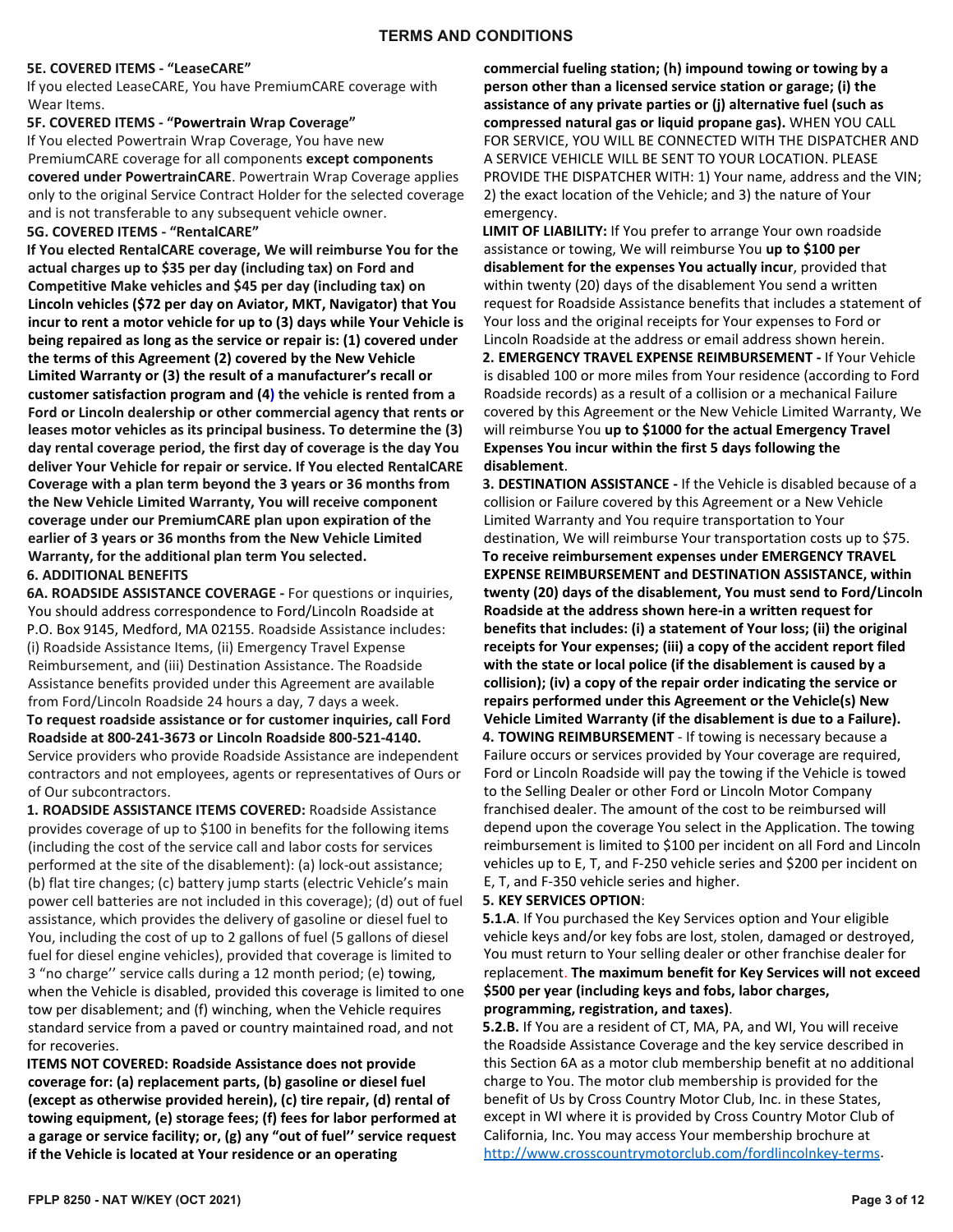## TERMS AND CONDITIONS

**5E. COVERED ITEMS - "LeaseCARE"**

If you elected LeaseCARE, You have PremiumCARE coverage with Wear Items.

**5F. COVERED ITEMS - "Powertrain Wrap Coverage"**

If You elected Powertrain Wrap Coverage, You have new PremiumCARE coverage for all components **except components covered under PowertrainCARE**. Powertrain Wrap Coverage applies only to the original Service Contract Holder for the selected coverage and is not transferable to any subsequent vehicle owner.

**5G. COVERED ITEMS - "RentalCARE"**

**If You elected RentalCARE coverage, We will reimburse You for the actual charges up to $35 per day (including tax) on Ford and Competitive Make vehicles and $45 per day (including tax) on Lincoln vehicles ($72 per day on Aviator, MKT, Navigator) that You incur to rent a motor vehicle for up to (3) days while Your Vehicle is being repaired as long as the service or repair is: (1) covered under the terms of this Agreement (2) covered by the New Vehicle Limited Warranty or (3) the result of a manufacturer's recall or customer satisfaction program and (4) the vehicle is rented from a Ford or Lincoln dealership or other commercial agency that rents or leases motor vehicles as its principal business. To determine the (3) day rental coverage period, the first day of coverage is the day You deliver Your Vehicle for repair or service. If You elected RentalCARE Coverage with a plan term beyond the 3 years or 36 months from the New Vehicle Limited Warranty, You will receive component coverage under our PremiumCARE plan upon expiration of the earlier of 3 years or 36 months from the New Vehicle Limited Warranty, for the additional plan term You selected.**

**6. ADDITIONAL BENEFITS**

**6A. ROADSIDE ASSISTANCE COVERAGE -** For questions or inquiries, You should address correspondence to Ford/Lincoln Roadside at P.O. Box 9145, Medford, MA 02155. Roadside Assistance includes: (i) Roadside Assistance Items, (ii) Emergency Travel Expense Reimbursement, and (iii) Destination Assistance. The Roadside Assistance benefits provided under this Agreement are available from Ford/Lincoln Roadside 24 hours a day, 7 days a week.

**To request roadside assistance or for customer inquiries, call Ford Roadside at 800-241-3673 or Lincoln Roadside 800-521-4140.** Service providers who provide Roadside Assistance are independent contractors and not employees, agents or representatives of Ours or of Our subcontractors.

**1. ROADSIDE ASSISTANCE ITEMS COVERED:** Roadside Assistance provides coverage of up to $100 in benefits for the following items (including the cost of the service call and labor costs for services performed at the site of the disablement): (a) lock-out assistance; (b) flat tire changes; (c) battery jump starts (electric Vehicle's main power cell batteries are not included in this coverage); (d) out of fuel assistance, which provides the delivery of gasoline or diesel fuel to You, including the cost of up to 2 gallons of fuel (5 gallons of diesel fuel for diesel engine vehicles), provided that coverage is limited to 3 "no charge'' service calls during a 12 month period; (e) towing, when the Vehicle is disabled, provided this coverage is limited to one tow per disablement; and (f) winching, when the Vehicle requires standard service from a paved or country maintained road, and not for recoveries.

**ITEMS NOT COVERED: Roadside Assistance does not provide coverage for: (a) replacement parts, (b) gasoline or diesel fuel (except as otherwise provided herein), (c) tire repair, (d) rental of towing equipment, (e) storage fees; (f) fees for labor performed at a garage or service facility; or, (g) any "out of fuel'' service request if the Vehicle is located at Your residence or an operating commercial fueling station; (h) impound towing or towing by a person other than a licensed service station or garage; (i) the assistance of any private parties or (j) alternative fuel (such as compressed natural gas or liquid propane gas).** WHEN YOU CALL FOR SERVICE, YOU WILL BE CONNECTED WITH THE DISPATCHER AND A SERVICE VEHICLE WILL BE SENT TO YOUR LOCATION. PLEASE PROVIDE THE DISPATCHER WITH: 1) Your name, address and the VIN; 2) the exact location of the Vehicle; and 3) the nature of Your emergency.

**LIMIT OF LIABILITY:** If You prefer to arrange Your own roadside assistance or towing, We will reimburse You **up to $100 per disablement for the expenses You actually incur**, provided that within twenty (20) days of the disablement You send a written request for Roadside Assistance benefits that includes a statement of Your loss and the original receipts for Your expenses to Ford or Lincoln Roadside at the address or email address shown herein.

**2. EMERGENCY TRAVEL EXPENSE REIMBURSEMENT -** If Your Vehicle is disabled 100 or more miles from Your residence (according to Ford Roadside records) as a result of a collision or a mechanical Failure covered by this Agreement or the New Vehicle Limited Warranty, We will reimburse You **up to $1000 for the actual Emergency Travel Expenses You incur within the first 5 days following the disablement**.

**3. DESTINATION ASSISTANCE -** If the Vehicle is disabled because of a collision or Failure covered by this Agreement or a New Vehicle Limited Warranty and You require transportation to Your destination, We will reimburse Your transportation costs up to $75.

**To receive reimbursement expenses under EMERGENCY TRAVEL EXPENSE REIMBURSEMENT and DESTINATION ASSISTANCE, within twenty (20) days of the disablement, You must send to Ford/Lincoln Roadside at the address shown here-in a written request for benefits that includes: (i) a statement of Your loss; (ii) the original receipts for Your expenses; (iii) a copy of the accident report filed with the state or local police (if the disablement is caused by a collision); (iv) a copy of the repair order indicating the service or repairs performed under this Agreement or the Vehicle(s) New Vehicle Limited Warranty (if the disablement is due to a Failure).**

**4. TOWING REIMBURSEMENT** - If towing is necessary because a Failure occurs or services provided by Your coverage are required, Ford or Lincoln Roadside will pay the towing if the Vehicle is towed to the Selling Dealer or other Ford or Lincoln Motor Company franchised dealer. The amount of the cost to be reimbursed will depend upon the coverage You select in the Application. The towing reimbursement is limited to $100 per incident on all Ford and Lincoln vehicles up to E, T, and F-250 vehicle series and $200 per incident on E, T, and F-350 vehicle series and higher.

**5. KEY SERVICES OPTION**:

**5.1.A**. If You purchased the Key Services option and Your eligible vehicle keys and/or key fobs are lost, stolen, damaged or destroyed, You must return to Your selling dealer or other franchise dealer for replacement. **The maximum benefit for Key Services will not exceed $500 per year (including keys and fobs, labor charges, programming, registration, and taxes)**.

**5.2.B.** If You are a resident of CT, MA, PA, and WI, You will receive the Roadside Assistance Coverage and the key service described in this Section 6A as a motor club membership benefit at no additional charge to You. The motor club membership is provided for the benefit of Us by Cross Country Motor Club, Inc. in these States, except in WI where it is provided by Cross Country Motor Club of California, Inc. You may access Your membership brochure at http://www.crosscountrymotorclub.com/fordlincolnkey-terms.

FPLP 8250 - NAT W/KEY (OCT 2021)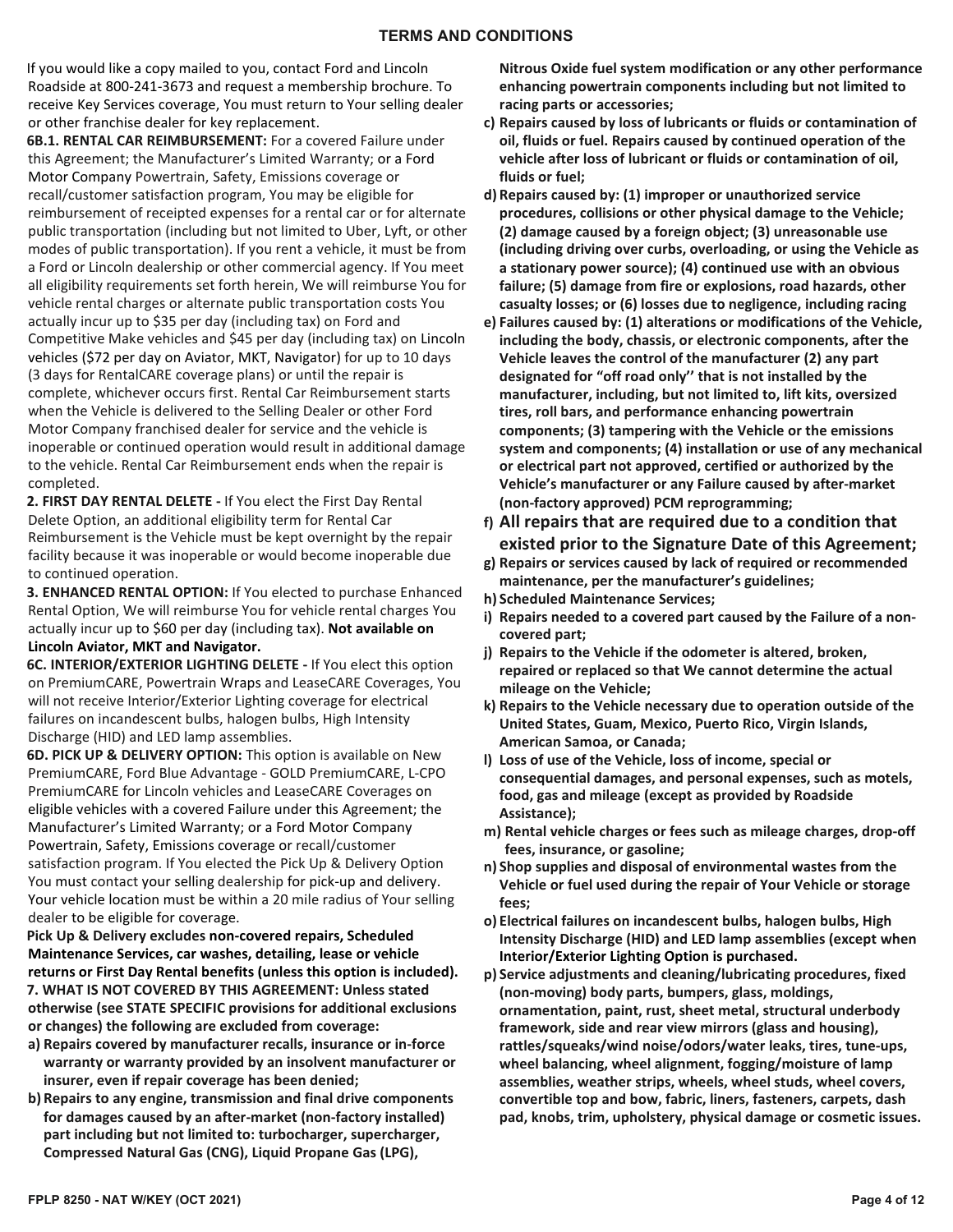## TERMS AND CONDITIONS

If you would like a copy mailed to you, contact Ford and Lincoln Roadside at 800-241-3673 and request a membership brochure. To receive Key Services coverage, You must return to Your selling dealer or other franchise dealer for key replacement.

**6B.1. RENTAL CAR REIMBURSEMENT:** For a covered Failure under this Agreement; the Manufacturer's Limited Warranty; or a Ford Motor Company Powertrain, Safety, Emissions coverage or recall/customer satisfaction program, You may be eligible for reimbursement of receipted expenses for a rental car or for alternate public transportation (including but not limited to Uber, Lyft, or other modes of public transportation). If you rent a vehicle, it must be from a Ford or Lincoln dealership or other commercial agency. If You meet all eligibility requirements set forth herein, We will reimburse You for vehicle rental charges or alternate public transportation costs You actually incur up to $35 per day (including tax) on Ford and Competitive Make vehicles and $45 per day (including tax) on Lincoln vehicles ($72 per day on Aviator, MKT, Navigator) for up to 10 days (3 days for RentalCARE coverage plans) or until the repair is complete, whichever occurs first. Rental Car Reimbursement starts when the Vehicle is delivered to the Selling Dealer or other Ford Motor Company franchised dealer for service and the vehicle is inoperable or continued operation would result in additional damage to the vehicle. Rental Car Reimbursement ends when the repair is completed.

**2. FIRST DAY RENTAL DELETE -** If You elect the First Day Rental Delete Option, an additional eligibility term for Rental Car Reimbursement is the Vehicle must be kept overnight by the repair facility because it was inoperable or would become inoperable due to continued operation.

**3. ENHANCED RENTAL OPTION:** If You elected to purchase Enhanced Rental Option, We will reimburse You for vehicle rental charges You actually incur up to $60 per day (including tax). **Not available on Lincoln Aviator, MKT and Navigator.**

**6C. INTERIOR/EXTERIOR LIGHTING DELETE -** If You elect this option on PremiumCARE, Powertrain Wraps and LeaseCARE Coverages, You will not receive Interior/Exterior Lighting coverage for electrical failures on incandescent bulbs, halogen bulbs, High Intensity Discharge (HID) and LED lamp assemblies.

**6D. PICK UP & DELIVERY OPTION:** This option is available on New PremiumCARE, Ford Blue Advantage - GOLD PremiumCARE, L-CPO PremiumCARE for Lincoln vehicles and LeaseCARE Coverages on eligible vehicles with a covered Failure under this Agreement; the Manufacturer's Limited Warranty; or a Ford Motor Company Powertrain, Safety, Emissions coverage or recall/customer satisfaction program. If You elected the Pick Up & Delivery Option You must contact your selling dealership for pick-up and delivery. Your vehicle location must be within a 20 mile radius of Your selling dealer to be eligible for coverage.

**Pick Up & Delivery excludes non-covered repairs, Scheduled Maintenance Services, car washes, detailing, lease or vehicle returns or First Day Rental benefits (unless this option is included).**

**7. WHAT IS NOT COVERED BY THIS AGREEMENT: Unless stated otherwise (see STATE SPECIFIC provisions for additional exclusions or changes) the following are excluded from coverage:**

- **a) Repairs covered by manufacturer recalls, insurance or in-force warranty or warranty provided by an insolvent manufacturer or insurer, even if repair coverage has been denied;**
- **b) Repairs to any engine, transmission and final drive components for damages caused by an after-market (non-factory installed) part including but not limited to: turbocharger, supercharger, Compressed Natural Gas (CNG), Liquid Propane Gas (LPG), Nitrous Oxide fuel system modification or any other performance enhancing powertrain components including but not limited to racing parts or accessories;**
- **c) Repairs caused by loss of lubricants or fluids or contamination of oil, fluids or fuel. Repairs caused by continued operation of the vehicle after loss of lubricant or fluids or contamination of oil, fluids or fuel;**
- **d) Repairs caused by: (1) improper or unauthorized service procedures, collisions or other physical damage to the Vehicle; (2) damage caused by a foreign object; (3) unreasonable use (including driving over curbs, overloading, or using the Vehicle as a stationary power source); (4) continued use with an obvious failure; (5) damage from fire or explosions, road hazards, other casualty losses; or (6) losses due to negligence, including racing**
- **e) Failures caused by: (1) alterations or modifications of the Vehicle, including the body, chassis, or electronic components, after the Vehicle leaves the control of the manufacturer (2) any part designated for "off road only'' that is not installed by the manufacturer, including, but not limited to, lift kits, oversized tires, roll bars, and performance enhancing powertrain components; (3) tampering with the Vehicle or the emissions system and components; (4) installation or use of any mechanical or electrical part not approved, certified or authorized by the Vehicle's manufacturer or any Failure caused by after-market (non-factory approved) PCM reprogramming;**
- **f) All repairs that are required due to a condition that existed prior to the Signature Date of this Agreement;**
- **g) Repairs or services caused by lack of required or recommended maintenance, per the manufacturer's guidelines;**
- **h) Scheduled Maintenance Services;**
- **i) Repairs needed to a covered part caused by the Failure of a non-covered part;**
- **j) Repairs to the Vehicle if the odometer is altered, broken, repaired or replaced so that We cannot determine the actual mileage on the Vehicle;**
- **k) Repairs to the Vehicle necessary due to operation outside of the United States, Guam, Mexico, Puerto Rico, Virgin Islands, American Samoa, or Canada;**
- **l) Loss of use of the Vehicle, loss of income, special or consequential damages, and personal expenses, such as motels, food, gas and mileage (except as provided by Roadside Assistance);**
- **m) Rental vehicle charges or fees such as mileage charges, drop-off fees, insurance, or gasoline;**
- **n) Shop supplies and disposal of environmental wastes from the Vehicle or fuel used during the repair of Your Vehicle or storage fees;**
- **o) Electrical failures on incandescent bulbs, halogen bulbs, High Intensity Discharge (HID) and LED lamp assemblies (except when Interior/Exterior Lighting Option is purchased.**
- **p) Service adjustments and cleaning/lubricating procedures, fixed (non-moving) body parts, bumpers, glass, moldings, ornamentation, paint, rust, sheet metal, structural underbody framework, side and rear view mirrors (glass and housing), rattles/squeaks/wind noise/odors/water leaks, tires, tune-ups, wheel balancing, wheel alignment, fogging/moisture of lamp assemblies, weather strips, wheels, wheel studs, wheel covers, convertible top and bow, fabric, liners, fasteners, carpets, dash pad, knobs, trim, upholstery, physical damage or cosmetic issues.**

FPLP 8250 - NAT W/KEY (OCT 2021)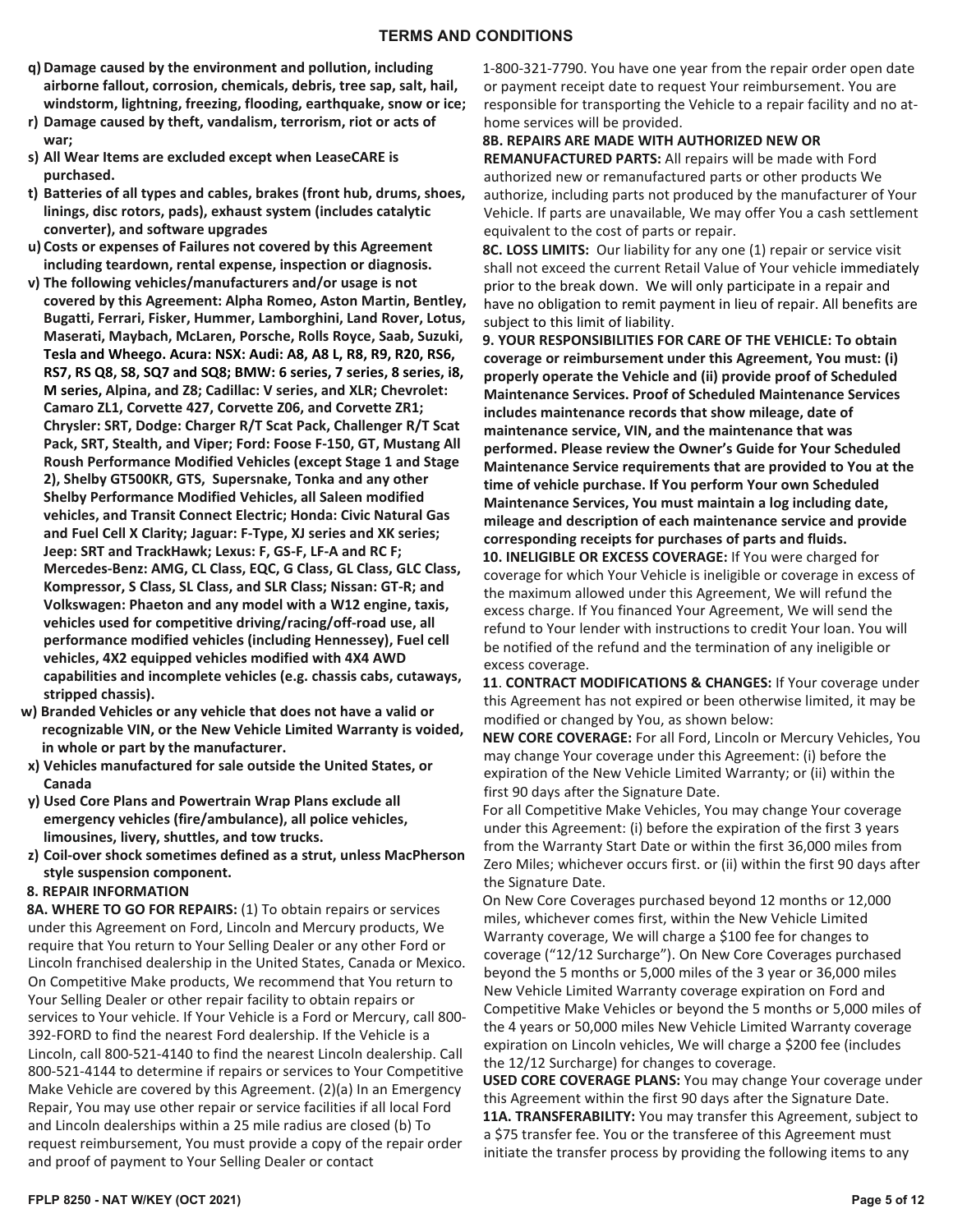## TERMS AND CONDITIONS

**q) Damage caused by the environment and pollution, including airborne fallout, corrosion, chemicals, debris, tree sap, salt, hail, windstorm, lightning, freezing, flooding, earthquake, snow or ice;**

**r) Damage caused by theft, vandalism, terrorism, riot or acts of war;**

**s) All Wear Items are excluded except when LeaseCARE is purchased.**

**t) Batteries of all types and cables, brakes (front hub, drums, shoes, linings, disc rotors, pads), exhaust system (includes catalytic converter), and software upgrades**

**u) Costs or expenses of Failures not covered by this Agreement including teardown, rental expense, inspection or diagnosis.**

**v) The following vehicles/manufacturers and/or usage is not covered by this Agreement: Alpha Romeo, Aston Martin, Bentley, Bugatti, Ferrari, Fisker, Hummer, Lamborghini, Land Rover, Lotus, Maserati, Maybach, McLaren, Porsche, Rolls Royce, Saab, Suzuki, Tesla and Wheego. Acura: NSX: Audi: A8, A8 L, R8, R9, R20, RS6, RS7, RS Q8, S8, SQ7 and SQ8; BMW: 6 series, 7 series, 8 series, i8, M series, Alpina, and Z8; Cadillac: V series, and XLR; Chevrolet: Camaro ZL1, Corvette 427, Corvette Z06, and Corvette ZR1; Chrysler: SRT, Dodge: Charger R/T Scat Pack, Challenger R/T Scat Pack, SRT, Stealth, and Viper; Ford: Foose F-150, GT, Mustang All Roush Performance Modified Vehicles (except Stage 1 and Stage 2), Shelby GT500KR, GTS, Supersnake, Tonka and any other Shelby Performance Modified Vehicles, all Saleen modified vehicles, and Transit Connect Electric; Honda: Civic Natural Gas and Fuel Cell X Clarity; Jaguar: F-Type, XJ series and XK series; Jeep: SRT and TrackHawk; Lexus: F, GS-F, LF-A and RC F; Mercedes-Benz: AMG, CL Class, EQC, G Class, GL Class, GLC Class, Kompressor, S Class, SL Class, and SLR Class; Nissan: GT-R; and Volkswagen: Phaeton and any model with a W12 engine, taxis, vehicles used for competitive driving/racing/off-road use, all performance modified vehicles (including Hennessey), Fuel cell vehicles, 4X2 equipped vehicles modified with 4X4 AWD capabilities and incomplete vehicles (e.g. chassis cabs, cutaways, stripped chassis).**

**w) Branded Vehicles or any vehicle that does not have a valid or recognizable VIN, or the New Vehicle Limited Warranty is voided, in whole or part by the manufacturer.**

**x) Vehicles manufactured for sale outside the United States, or Canada**

**y) Used Core Plans and Powertrain Wrap Plans exclude all emergency vehicles (fire/ambulance), all police vehicles, limousines, livery, shuttles, and tow trucks.**

**z) Coil-over shock sometimes defined as a strut, unless MacPherson style suspension component.**

**8. REPAIR INFORMATION**

**8A. WHERE TO GO FOR REPAIRS:** (1) To obtain repairs or services under this Agreement on Ford, Lincoln and Mercury products, We require that You return to Your Selling Dealer or any other Ford or Lincoln franchised dealership in the United States, Canada or Mexico. On Competitive Make products, We recommend that You return to Your Selling Dealer or other repair facility to obtain repairs or services to Your vehicle. If Your Vehicle is a Ford or Mercury, call 800-392-FORD to find the nearest Ford dealership. If the Vehicle is a Lincoln, call 800-521-4140 to find the nearest Lincoln dealership. Call 800-521-4144 to determine if repairs or services to Your Competitive Make Vehicle are covered by this Agreement. (2)(a) In an Emergency Repair, You may use other repair or service facilities if all local Ford and Lincoln dealerships within a 25 mile radius are closed (b) To request reimbursement, You must provide a copy of the repair order and proof of payment to Your Selling Dealer or contact 1-800-321-7790. You have one year from the repair order open date or payment receipt date to request Your reimbursement. You are responsible for transporting the Vehicle to a repair facility and no at-home services will be provided.

**8B. REPAIRS ARE MADE WITH AUTHORIZED NEW OR REMANUFACTURED PARTS:** All repairs will be made with Ford authorized new or remanufactured parts or other products We authorize, including parts not produced by the manufacturer of Your Vehicle. If parts are unavailable, We may offer You a cash settlement equivalent to the cost of parts or repair.

**8C. LOSS LIMITS:** Our liability for any one (1) repair or service visit shall not exceed the current Retail Value of Your vehicle immediately prior to the break down. We will only participate in a repair and have no obligation to remit payment in lieu of repair. All benefits are subject to this limit of liability.

**9. YOUR RESPONSIBILITIES FOR CARE OF THE VEHICLE: To obtain coverage or reimbursement under this Agreement, You must: (i) properly operate the Vehicle and (ii) provide proof of Scheduled Maintenance Services. Proof of Scheduled Maintenance Services includes maintenance records that show mileage, date of maintenance service, VIN, and the maintenance that was performed. Please review the Owner's Guide for Your Scheduled Maintenance Service requirements that are provided to You at the time of vehicle purchase. If You perform Your own Scheduled Maintenance Services, You must maintain a log including date, mileage and description of each maintenance service and provide corresponding receipts for purchases of parts and fluids.**

**10. INELIGIBLE OR EXCESS COVERAGE:** If You were charged for coverage for which Your Vehicle is ineligible or coverage in excess of the maximum allowed under this Agreement, We will refund the excess charge. If You financed Your Agreement, We will send the refund to Your lender with instructions to credit Your loan. You will be notified of the refund and the termination of any ineligible or excess coverage.

**11. CONTRACT MODIFICATIONS & CHANGES:** If Your coverage under this Agreement has not expired or been otherwise limited, it may be modified or changed by You, as shown below:

**NEW CORE COVERAGE:** For all Ford, Lincoln or Mercury Vehicles, You may change Your coverage under this Agreement: (i) before the expiration of the New Vehicle Limited Warranty; or (ii) within the first 90 days after the Signature Date.

For all Competitive Make Vehicles, You may change Your coverage under this Agreement: (i) before the expiration of the first 3 years from the Warranty Start Date or within the first 36,000 miles from Zero Miles; whichever occurs first. or (ii) within the first 90 days after the Signature Date.

On New Core Coverages purchased beyond 12 months or 12,000 miles, whichever comes first, within the New Vehicle Limited Warranty coverage, We will charge a $100 fee for changes to coverage ("12/12 Surcharge"). On New Core Coverages purchased beyond the 5 months or 5,000 miles of the 3 year or 36,000 miles New Vehicle Limited Warranty coverage expiration on Ford and Competitive Make Vehicles or beyond the 5 months or 5,000 miles of the 4 years or 50,000 miles New Vehicle Limited Warranty coverage expiration on Lincoln vehicles, We will charge a $200 fee (includes the 12/12 Surcharge) for changes to coverage.

**USED CORE COVERAGE PLANS:** You may change Your coverage under this Agreement within the first 90 days after the Signature Date.

**11A. TRANSFERABILITY:** You may transfer this Agreement, subject to a $75 transfer fee. You or the transferee of this Agreement must initiate the transfer process by providing the following items to any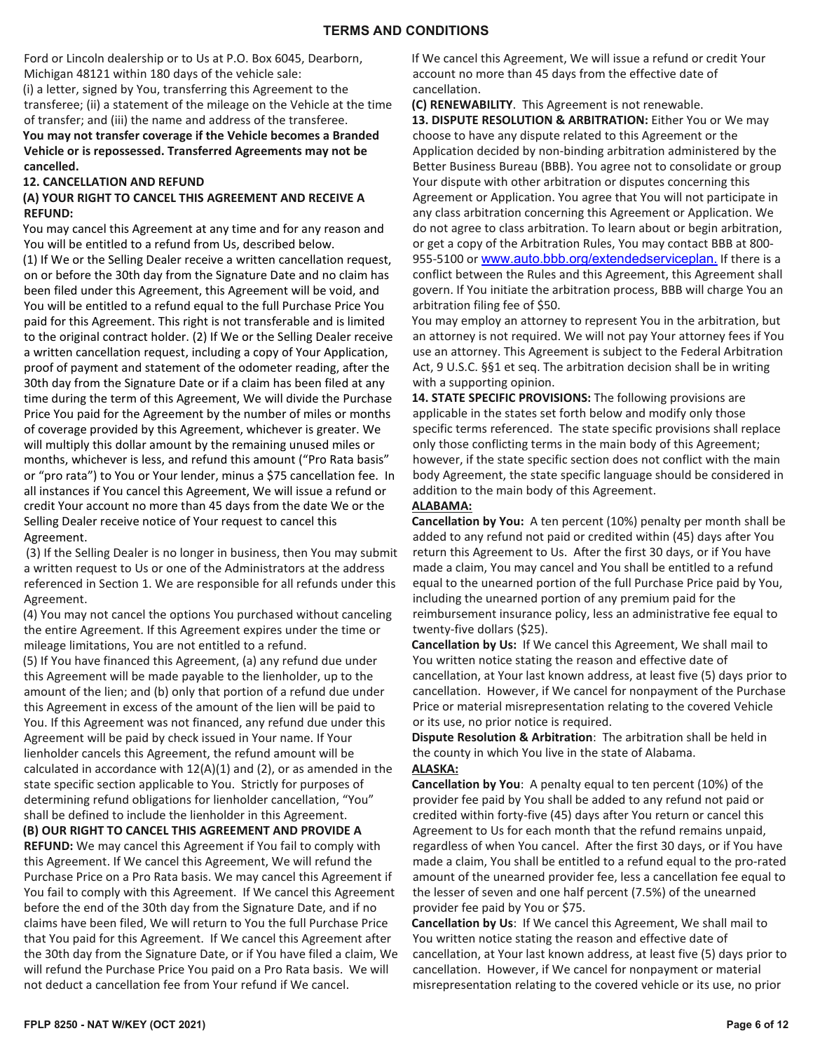# TERMS AND CONDITIONS

Ford or Lincoln dealership or to Us at P.O. Box 6045, Dearborn, Michigan 48121 within 180 days of the vehicle sale:
(i) a letter, signed by You, transferring this Agreement to the transferee; (ii) a statement of the mileage on the Vehicle at the time of transfer; and (iii) the name and address of the transferee.
**You may not transfer coverage if the Vehicle becomes a Branded Vehicle or is repossessed. Transferred Agreements may not be cancelled.**

**12. CANCELLATION AND REFUND**

**(A) YOUR RIGHT TO CANCEL THIS AGREEMENT AND RECEIVE A REFUND:**

You may cancel this Agreement at any time and for any reason and You will be entitled to a refund from Us, described below.
(1) If We or the Selling Dealer receive a written cancellation request, on or before the 30th day from the Signature Date and no claim has been filed under this Agreement, this Agreement will be void, and You will be entitled to a refund equal to the full Purchase Price You paid for this Agreement. This right is not transferable and is limited to the original contract holder. (2) If We or the Selling Dealer receive a written cancellation request, including a copy of Your Application, proof of payment and statement of the odometer reading, after the 30th day from the Signature Date or if a claim has been filed at any time during the term of this Agreement, We will divide the Purchase Price You paid for the Agreement by the number of miles or months of coverage provided by this Agreement, whichever is greater. We will multiply this dollar amount by the remaining unused miles or months, whichever is less, and refund this amount ("Pro Rata basis" or "pro rata") to You or Your lender, minus a $75 cancellation fee. In all instances if You cancel this Agreement, We will issue a refund or credit Your account no more than 45 days from the date We or the Selling Dealer receive notice of Your request to cancel this Agreement.

(3) If the Selling Dealer is no longer in business, then You may submit a written request to Us or one of the Administrators at the address referenced in Section 1. We are responsible for all refunds under this Agreement.

(4) You may not cancel the options You purchased without canceling the entire Agreement. If this Agreement expires under the time or mileage limitations, You are not entitled to a refund.

(5) If You have financed this Agreement, (a) any refund due under this Agreement will be made payable to the lienholder, up to the amount of the lien; and (b) only that portion of a refund due under this Agreement in excess of the amount of the lien will be paid to You. If this Agreement was not financed, any refund due under this Agreement will be paid by check issued in Your name. If Your lienholder cancels this Agreement, the refund amount will be calculated in accordance with 12(A)(1) and (2), or as amended in the state specific section applicable to You. Strictly for purposes of determining refund obligations for lienholder cancellation, "You" shall be defined to include the lienholder in this Agreement.

**(B) OUR RIGHT TO CANCEL THIS AGREEMENT AND PROVIDE A REFUND:** We may cancel this Agreement if You fail to comply with this Agreement. If We cancel this Agreement, We will refund the Purchase Price on a Pro Rata basis. We may cancel this Agreement if You fail to comply with this Agreement. If We cancel this Agreement before the end of the 30th day from the Signature Date, and if no claims have been filed, We will return to You the full Purchase Price that You paid for this Agreement. If We cancel this Agreement after the 30th day from the Signature Date, or if You have filed a claim, We will refund the Purchase Price You paid on a Pro Rata basis. We will not deduct a cancellation fee from Your refund if We cancel.

If We cancel this Agreement, We will issue a refund or credit Your account no more than 45 days from the effective date of cancellation.

**(C) RENEWABILITY**. This Agreement is not renewable.

**13. DISPUTE RESOLUTION & ARBITRATION:** Either You or We may choose to have any dispute related to this Agreement or the Application decided by non-binding arbitration administered by the Better Business Bureau (BBB). You agree not to consolidate or group Your dispute with other arbitration or disputes concerning this Agreement or Application. You agree that You will not participate in any class arbitration concerning this Agreement or Application. We do not agree to class arbitration. To learn about or begin arbitration, or get a copy of the Arbitration Rules, You may contact BBB at 800-955-5100 or www.auto.bbb.org/extendedserviceplan. If there is a conflict between the Rules and this Agreement, this Agreement shall govern. If You initiate the arbitration process, BBB will charge You an arbitration filing fee of $50.

You may employ an attorney to represent You in the arbitration, but an attorney is not required. We will not pay Your attorney fees if You use an attorney. This Agreement is subject to the Federal Arbitration Act, 9 U.S.C. §§1 et seq. The arbitration decision shall be in writing with a supporting opinion.

**14. STATE SPECIFIC PROVISIONS:** The following provisions are applicable in the states set forth below and modify only those specific terms referenced. The state specific provisions shall replace only those conflicting terms in the main body of this Agreement; however, if the state specific section does not conflict with the main body Agreement, the state specific language should be considered in addition to the main body of this Agreement.

**ALABAMA:**

**Cancellation by You:** A ten percent (10%) penalty per month shall be added to any refund not paid or credited within (45) days after You return this Agreement to Us. After the first 30 days, or if You have made a claim, You may cancel and You shall be entitled to a refund equal to the unearned portion of the full Purchase Price paid by You, including the unearned portion of any premium paid for the reimbursement insurance policy, less an administrative fee equal to twenty-five dollars ($25).

**Cancellation by Us:** If We cancel this Agreement, We shall mail to You written notice stating the reason and effective date of cancellation, at Your last known address, at least five (5) days prior to cancellation. However, if We cancel for nonpayment of the Purchase Price or material misrepresentation relating to the covered Vehicle or its use, no prior notice is required.

**Dispute Resolution & Arbitration**: The arbitration shall be held in the county in which You live in the state of Alabama.

**ALASKA:**

**Cancellation by You**: A penalty equal to ten percent (10%) of the provider fee paid by You shall be added to any refund not paid or credited within forty-five (45) days after You return or cancel this Agreement to Us for each month that the refund remains unpaid, regardless of when You cancel. After the first 30 days, or if You have made a claim, You shall be entitled to a refund equal to the pro-rated amount of the unearned provider fee, less a cancellation fee equal to the lesser of seven and one half percent (7.5%) of the unearned provider fee paid by You or $75.

**Cancellation by Us**: If We cancel this Agreement, We shall mail to You written notice stating the reason and effective date of cancellation, at Your last known address, at least five (5) days prior to cancellation. However, if We cancel for nonpayment or material misrepresentation relating to the covered vehicle or its use, no prior

FPLP 8250 - NAT W/KEY (OCT 2021)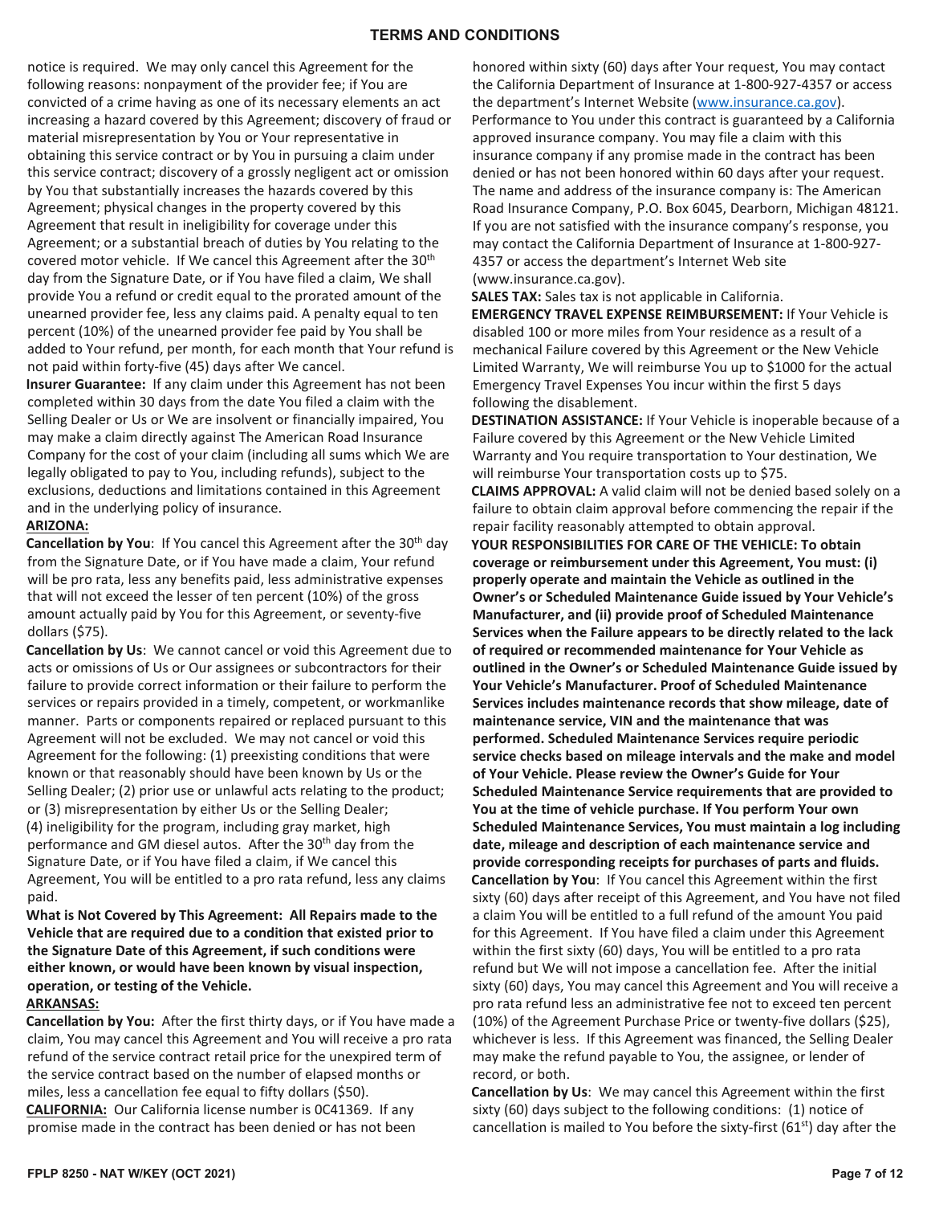notice is required. We may only cancel this Agreement for the following reasons: nonpayment of the provider fee; if You are convicted of a crime having as one of its necessary elements an act increasing a hazard covered by this Agreement; discovery of fraud or material misrepresentation by You or Your representative in obtaining this service contract or by You in pursuing a claim under this service contract; discovery of a grossly negligent act or omission by You that substantially increases the hazards covered by this Agreement; physical changes in the property covered by this Agreement that result in ineligibility for coverage under this Agreement; or a substantial breach of duties by You relating to the covered motor vehicle. If We cancel this Agreement after the 30th day from the Signature Date, or if You have filed a claim, We shall provide You a refund or credit equal to the prorated amount of the unearned provider fee, less any claims paid. A penalty equal to ten percent (10%) of the unearned provider fee paid by You shall be added to Your refund, per month, for each month that Your refund is not paid within forty-five (45) days after We cancel.

**Insurer Guarantee:** If any claim under this Agreement has not been completed within 30 days from the date You filed a claim with the Selling Dealer or Us or We are insolvent or financially impaired, You may make a claim directly against The American Road Insurance Company for the cost of your claim (including all sums which We are legally obligated to pay to You, including refunds), subject to the exclusions, deductions and limitations contained in this Agreement and in the underlying policy of insurance.

**ARIZONA:**

**Cancellation by You**: If You cancel this Agreement after the 30th day from the Signature Date, or if You have made a claim, Your refund will be pro rata, less any benefits paid, less administrative expenses that will not exceed the lesser of ten percent (10%) of the gross amount actually paid by You for this Agreement, or seventy-five dollars ($75).

**Cancellation by Us**: We cannot cancel or void this Agreement due to acts or omissions of Us or Our assignees or subcontractors for their failure to provide correct information or their failure to perform the services or repairs provided in a timely, competent, or workmanlike manner. Parts or components repaired or replaced pursuant to this Agreement will not be excluded. We may not cancel or void this Agreement for the following: (1) preexisting conditions that were known or that reasonably should have been known by Us or the Selling Dealer; (2) prior use or unlawful acts relating to the product; or (3) misrepresentation by either Us or the Selling Dealer; (4) ineligibility for the program, including gray market, high performance and GM diesel autos. After the 30th day from the Signature Date, or if You have filed a claim, if We cancel this Agreement, You will be entitled to a pro rata refund, less any claims paid.

**What is Not Covered by This Agreement: All Repairs made to the Vehicle that are required due to a condition that existed prior to the Signature Date of this Agreement, if such conditions were either known, or would have been known by visual inspection, operation, or testing of the Vehicle.**

**ARKANSAS:**

**Cancellation by You:** After the first thirty days, or if You have made a claim, You may cancel this Agreement and You will receive a pro rata refund of the service contract retail price for the unexpired term of the service contract based on the number of elapsed months or miles, less a cancellation fee equal to fifty dollars ($50).

**CALIFORNIA:** Our California license number is 0C41369. If any promise made in the contract has been denied or has not been honored within sixty (60) days after Your request, You may contact the California Department of Insurance at 1-800-927-4357 or access the department's Internet Website (www.insurance.ca.gov). Performance to You under this contract is guaranteed by a California approved insurance company. You may file a claim with this insurance company if any promise made in the contract has been denied or has not been honored within 60 days after your request. The name and address of the insurance company is: The American Road Insurance Company, P.O. Box 6045, Dearborn, Michigan 48121. If you are not satisfied with the insurance company's response, you may contact the California Department of Insurance at 1-800-927-4357 or access the department's Internet Web site (www.insurance.ca.gov).

**SALES TAX:** Sales tax is not applicable in California.

**EMERGENCY TRAVEL EXPENSE REIMBURSEMENT:** If Your Vehicle is disabled 100 or more miles from Your residence as a result of a mechanical Failure covered by this Agreement or the New Vehicle Limited Warranty, We will reimburse You up to $1000 for the actual Emergency Travel Expenses You incur within the first 5 days following the disablement.

**DESTINATION ASSISTANCE:** If Your Vehicle is inoperable because of a Failure covered by this Agreement or the New Vehicle Limited Warranty and You require transportation to Your destination, We will reimburse Your transportation costs up to $75.

**CLAIMS APPROVAL:** A valid claim will not be denied based solely on a failure to obtain claim approval before commencing the repair if the repair facility reasonably attempted to obtain approval.

**YOUR RESPONSIBILITIES FOR CARE OF THE VEHICLE: To obtain coverage or reimbursement under this Agreement, You must: (i) properly operate and maintain the Vehicle as outlined in the Owner's or Scheduled Maintenance Guide issued by Your Vehicle's Manufacturer, and (ii) provide proof of Scheduled Maintenance Services when the Failure appears to be directly related to the lack of required or recommended maintenance for Your Vehicle as outlined in the Owner's or Scheduled Maintenance Guide issued by Your Vehicle's Manufacturer. Proof of Scheduled Maintenance Services includes maintenance records that show mileage, date of maintenance service, VIN and the maintenance that was performed. Scheduled Maintenance Services require periodic service checks based on mileage intervals and the make and model of Your Vehicle. Please review the Owner's Guide for Your Scheduled Maintenance Service requirements that are provided to You at the time of vehicle purchase. If You perform Your own Scheduled Maintenance Services, You must maintain a log including date, mileage and description of each maintenance service and provide corresponding receipts for purchases of parts and fluids.**

**Cancellation by You**: If You cancel this Agreement within the first sixty (60) days after receipt of this Agreement, and You have not filed a claim You will be entitled to a full refund of the amount You paid for this Agreement. If You have filed a claim under this Agreement within the first sixty (60) days, You will be entitled to a pro rata refund but We will not impose a cancellation fee. After the initial sixty (60) days, You may cancel this Agreement and You will receive a pro rata refund less an administrative fee not to exceed ten percent (10%) of the Agreement Purchase Price or twenty-five dollars ($25), whichever is less. If this Agreement was financed, the Selling Dealer may make the refund payable to You, the assignee, or lender of record, or both.

**Cancellation by Us**: We may cancel this Agreement within the first sixty (60) days subject to the following conditions: (1) notice of cancellation is mailed to You before the sixty-first (61st) day after the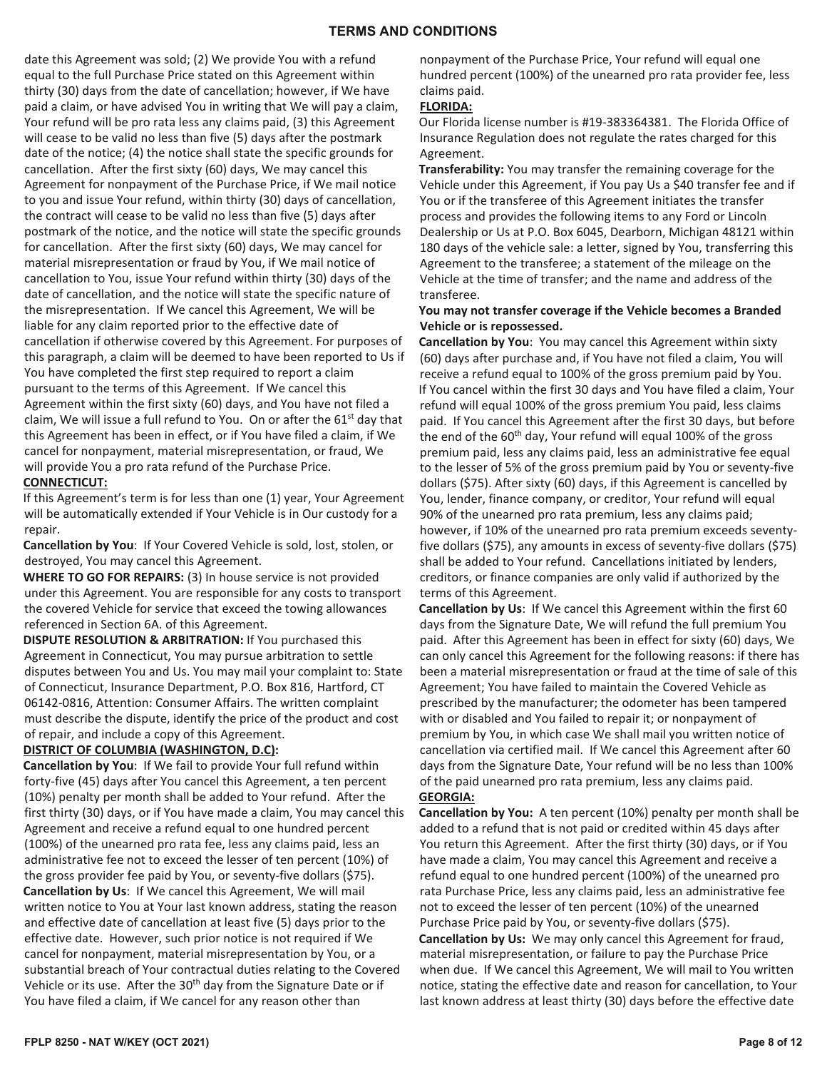## TERMS AND CONDITIONS

date this Agreement was sold; (2) We provide You with a refund equal to the full Purchase Price stated on this Agreement within thirty (30) days from the date of cancellation; however, if We have paid a claim, or have advised You in writing that We will pay a claim, Your refund will be pro rata less any claims paid, (3) this Agreement will cease to be valid no less than five (5) days after the postmark date of the notice; (4) the notice shall state the specific grounds for cancellation. After the first sixty (60) days, We may cancel this Agreement for nonpayment of the Purchase Price, if We mail notice to you and issue Your refund, within thirty (30) days of cancellation, the contract will cease to be valid no less than five (5) days after postmark of the notice, and the notice will state the specific grounds for cancellation. After the first sixty (60) days, We may cancel for material misrepresentation or fraud by You, if We mail notice of cancellation to You, issue Your refund within thirty (30) days of the date of cancellation, and the notice will state the specific nature of the misrepresentation. If We cancel this Agreement, We will be liable for any claim reported prior to the effective date of cancellation if otherwise covered by this Agreement. For purposes of this paragraph, a claim will be deemed to have been reported to Us if You have completed the first step required to report a claim pursuant to the terms of this Agreement. If We cancel this Agreement within the first sixty (60) days, and You have not filed a claim, We will issue a full refund to You. On or after the 61st day that this Agreement has been in effect, or if You have filed a claim, if We cancel for nonpayment, material misrepresentation, or fraud, We will provide You a pro rata refund of the Purchase Price.

**CONNECTICUT:**

If this Agreement's term is for less than one (1) year, Your Agreement will be automatically extended if Your Vehicle is in Our custody for a repair.

**Cancellation by You**: If Your Covered Vehicle is sold, lost, stolen, or destroyed, You may cancel this Agreement.

**WHERE TO GO FOR REPAIRS:** (3) In house service is not provided under this Agreement. You are responsible for any costs to transport the covered Vehicle for service that exceed the towing allowances referenced in Section 6A. of this Agreement.

**DISPUTE RESOLUTION & ARBITRATION:** If You purchased this Agreement in Connecticut, You may pursue arbitration to settle disputes between You and Us. You may mail your complaint to: State of Connecticut, Insurance Department, P.O. Box 816, Hartford, CT 06142-0816, Attention: Consumer Affairs. The written complaint must describe the dispute, identify the price of the product and cost of repair, and include a copy of this Agreement.

**DISTRICT OF COLUMBIA (WASHINGTON, D.C):**

**Cancellation by You**: If We fail to provide Your full refund within forty-five (45) days after You cancel this Agreement, a ten percent (10%) penalty per month shall be added to Your refund. After the first thirty (30) days, or if You have made a claim, You may cancel this Agreement and receive a refund equal to one hundred percent (100%) of the unearned pro rata fee, less any claims paid, less an administrative fee not to exceed the lesser of ten percent (10%) of the gross provider fee paid by You, or seventy-five dollars ($75).

**Cancellation by Us**: If We cancel this Agreement, We will mail written notice to You at Your last known address, stating the reason and effective date of cancellation at least five (5) days prior to the effective date. However, such prior notice is not required if We cancel for nonpayment, material misrepresentation by You, or a substantial breach of Your contractual duties relating to the Covered Vehicle or its use. After the 30th day from the Signature Date or if You have filed a claim, if We cancel for any reason other than nonpayment of the Purchase Price, Your refund will equal one hundred percent (100%) of the unearned pro rata provider fee, less claims paid.

**FLORIDA:**

Our Florida license number is #19-383364381. The Florida Office of Insurance Regulation does not regulate the rates charged for this Agreement.

**Transferability:** You may transfer the remaining coverage for the Vehicle under this Agreement, if You pay Us a $40 transfer fee and if You or if the transferee of this Agreement initiates the transfer process and provides the following items to any Ford or Lincoln Dealership or Us at P.O. Box 6045, Dearborn, Michigan 48121 within 180 days of the vehicle sale: a letter, signed by You, transferring this Agreement to the transferee; a statement of the mileage on the Vehicle at the time of transfer; and the name and address of the transferee.

**You may not transfer coverage if the Vehicle becomes a Branded Vehicle or is repossessed.**

**Cancellation by You**: You may cancel this Agreement within sixty (60) days after purchase and, if You have not filed a claim, You will receive a refund equal to 100% of the gross premium paid by You. If You cancel within the first 30 days and You have filed a claim, Your refund will equal 100% of the gross premium You paid, less claims paid. If You cancel this Agreement after the first 30 days, but before the end of the 60th day, Your refund will equal 100% of the gross premium paid, less any claims paid, less an administrative fee equal to the lesser of 5% of the gross premium paid by You or seventy-five dollars ($75). After sixty (60) days, if this Agreement is cancelled by You, lender, finance company, or creditor, Your refund will equal 90% of the unearned pro rata premium, less any claims paid; however, if 10% of the unearned pro rata premium exceeds seventy-five dollars ($75), any amounts in excess of seventy-five dollars ($75) shall be added to Your refund. Cancellations initiated by lenders, creditors, or finance companies are only valid if authorized by the terms of this Agreement.

**Cancellation by Us**: If We cancel this Agreement within the first 60 days from the Signature Date, We will refund the full premium You paid. After this Agreement has been in effect for sixty (60) days, We can only cancel this Agreement for the following reasons: if there has been a material misrepresentation or fraud at the time of sale of this Agreement; You have failed to maintain the Covered Vehicle as prescribed by the manufacturer; the odometer has been tampered with or disabled and You failed to repair it; or nonpayment of premium by You, in which case We shall mail you written notice of cancellation via certified mail. If We cancel this Agreement after 60 days from the Signature Date, Your refund will be no less than 100% of the paid unearned pro rata premium, less any claims paid.

**GEORGIA:**

**Cancellation by You:** A ten percent (10%) penalty per month shall be added to a refund that is not paid or credited within 45 days after You return this Agreement. After the first thirty (30) days, or if You have made a claim, You may cancel this Agreement and receive a refund equal to one hundred percent (100%) of the unearned pro rata Purchase Price, less any claims paid, less an administrative fee not to exceed the lesser of ten percent (10%) of the unearned Purchase Price paid by You, or seventy-five dollars ($75).

**Cancellation by Us:** We may only cancel this Agreement for fraud, material misrepresentation, or failure to pay the Purchase Price when due. If We cancel this Agreement, We will mail to You written notice, stating the effective date and reason for cancellation, to Your last known address at least thirty (30) days before the effective date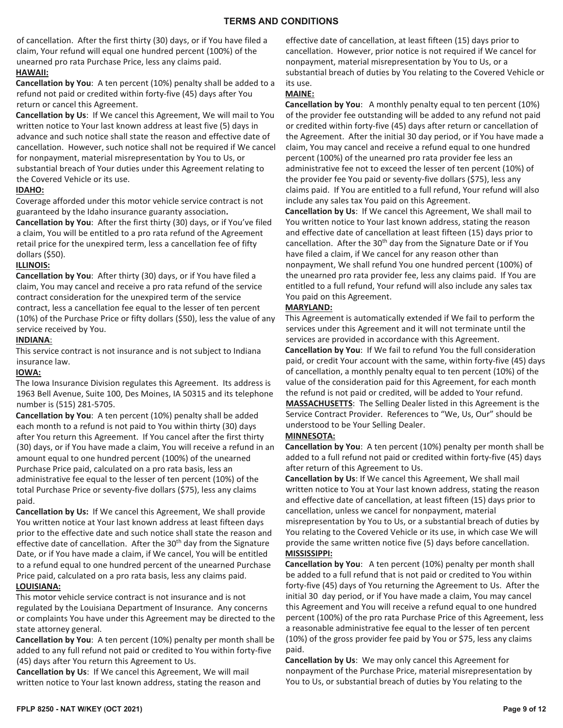## TERMS AND CONDITIONS

of cancellation. After the first thirty (30) days, or if You have filed a claim, Your refund will equal one hundred percent (100%) of the unearned pro rata Purchase Price, less any claims paid.

**HAWAII:**

**Cancellation by You**: A ten percent (10%) penalty shall be added to a refund not paid or credited within forty-five (45) days after You return or cancel this Agreement.

**Cancellation by Us**: If We cancel this Agreement, We will mail to You written notice to Your last known address at least five (5) days in advance and such notice shall state the reason and effective date of cancellation. However, such notice shall not be required if We cancel for nonpayment, material misrepresentation by You to Us, or substantial breach of Your duties under this Agreement relating to the Covered Vehicle or its use.

**IDAHO:**

Coverage afforded under this motor vehicle service contract is not guaranteed by the Idaho insurance guaranty association**.**

**Cancellation by You**: After the first thirty (30) days, or if You've filed a claim, You will be entitled to a pro rata refund of the Agreement retail price for the unexpired term, less a cancellation fee of fifty dollars ($50).

**ILLINOIS:**

**Cancellation by You**: After thirty (30) days, or if You have filed a claim, You may cancel and receive a pro rata refund of the service contract consideration for the unexpired term of the service contract, less a cancellation fee equal to the lesser of ten percent (10%) of the Purchase Price or fifty dollars ($50), less the value of any service received by You.

**INDIANA**:

This service contract is not insurance and is not subject to Indiana insurance law.

**IOWA:**

The Iowa Insurance Division regulates this Agreement. Its address is 1963 Bell Avenue, Suite 100, Des Moines, IA 50315 and its telephone number is (515) 281-5705.

**Cancellation by You**: A ten percent (10%) penalty shall be added each month to a refund is not paid to You within thirty (30) days after You return this Agreement. If You cancel after the first thirty (30) days, or if You have made a claim, You will receive a refund in an amount equal to one hundred percent (100%) of the unearned Purchase Price paid, calculated on a pro rata basis, less an administrative fee equal to the lesser of ten percent (10%) of the total Purchase Price or seventy-five dollars ($75), less any claims paid.

**Cancellation by Us:** If We cancel this Agreement, We shall provide You written notice at Your last known address at least fifteen days prior to the effective date and such notice shall state the reason and effective date of cancellation. After the 30th day from the Signature Date, or if You have made a claim, if We cancel, You will be entitled to a refund equal to one hundred percent of the unearned Purchase Price paid, calculated on a pro rata basis, less any claims paid.

**LOUISIANA:**

This motor vehicle service contract is not insurance and is not regulated by the Louisiana Department of Insurance. Any concerns or complaints You have under this Agreement may be directed to the state attorney general.

**Cancellation by You**: A ten percent (10%) penalty per month shall be added to any full refund not paid or credited to You within forty-five (45) days after You return this Agreement to Us.

**Cancellation by Us**: If We cancel this Agreement, We will mail written notice to Your last known address, stating the reason and effective date of cancellation, at least fifteen (15) days prior to cancellation. However, prior notice is not required if We cancel for nonpayment, material misrepresentation by You to Us, or a substantial breach of duties by You relating to the Covered Vehicle or its use.

**MAINE:**

**Cancellation by You**: A monthly penalty equal to ten percent (10%) of the provider fee outstanding will be added to any refund not paid or credited within forty-five (45) days after return or cancellation of the Agreement. After the initial 30 day period, or if You have made a claim, You may cancel and receive a refund equal to one hundred percent (100%) of the unearned pro rata provider fee less an administrative fee not to exceed the lesser of ten percent (10%) of the provider fee You paid or seventy-five dollars ($75), less any claims paid. If You are entitled to a full refund, Your refund will also include any sales tax You paid on this Agreement.

**Cancellation by Us**: If We cancel this Agreement, We shall mail to You written notice to Your last known address, stating the reason and effective date of cancellation at least fifteen (15) days prior to cancellation. After the 30th day from the Signature Date or if You have filed a claim, if We cancel for any reason other than nonpayment, We shall refund You one hundred percent (100%) of the unearned pro rata provider fee, less any claims paid. If You are entitled to a full refund, Your refund will also include any sales tax You paid on this Agreement.

**MARYLAND:**

This Agreement is automatically extended if We fail to perform the services under this Agreement and it will not terminate until the services are provided in accordance with this Agreement.

**Cancellation by You**: If We fail to refund You the full consideration paid, or credit Your account with the same, within forty-five (45) days of cancellation, a monthly penalty equal to ten percent (10%) of the value of the consideration paid for this Agreement, for each month the refund is not paid or credited, will be added to Your refund.

**MASSACHUSETTS**: The Selling Dealer listed in this Agreement is the Service Contract Provider. References to "We, Us, Our" should be understood to be Your Selling Dealer.

**MINNESOTA:**

**Cancellation by You**: A ten percent (10%) penalty per month shall be added to a full refund not paid or credited within forty-five (45) days after return of this Agreement to Us.

**Cancellation by Us**: If We cancel this Agreement, We shall mail written notice to You at Your last known address, stating the reason and effective date of cancellation, at least fifteen (15) days prior to cancellation, unless we cancel for nonpayment, material misrepresentation by You to Us, or a substantial breach of duties by You relating to the Covered Vehicle or its use, in which case We will provide the same written notice five (5) days before cancellation.

**MISSISSIPPI:**

**Cancellation by You**: A ten percent (10%) penalty per month shall be added to a full refund that is not paid or credited to You within forty-five (45) days of You returning the Agreement to Us. After the initial 30 day period, or if You have made a claim, You may cancel this Agreement and You will receive a refund equal to one hundred percent (100%) of the pro rata Purchase Price of this Agreement, less a reasonable administrative fee equal to the lesser of ten percent (10%) of the gross provider fee paid by You or $75, less any claims paid.

**Cancellation by Us**: We may only cancel this Agreement for nonpayment of the Purchase Price, material misrepresentation by You to Us, or substantial breach of duties by You relating to the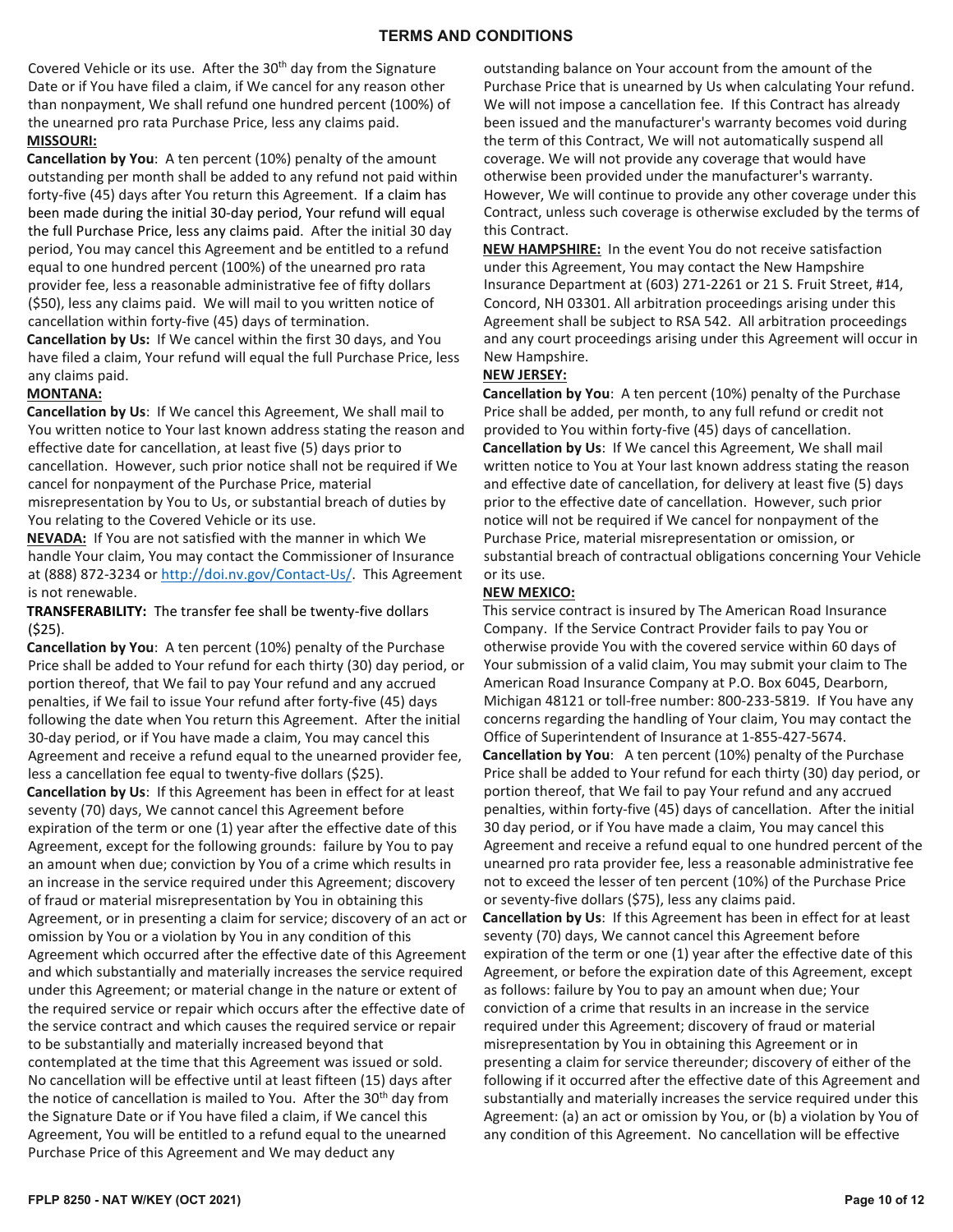Covered Vehicle or its use. After the 30th day from the Signature Date or if You have filed a claim, if We cancel for any reason other than nonpayment, We shall refund one hundred percent (100%) of the unearned pro rata Purchase Price, less any claims paid.

**MISSOURI:**

**Cancellation by You**: A ten percent (10%) penalty of the amount outstanding per month shall be added to any refund not paid within forty-five (45) days after You return this Agreement. If a claim has been made during the initial 30-day period, Your refund will equal the full Purchase Price, less any claims paid. After the initial 30 day period, You may cancel this Agreement and be entitled to a refund equal to one hundred percent (100%) of the unearned pro rata provider fee, less a reasonable administrative fee of fifty dollars ($50), less any claims paid. We will mail to you written notice of cancellation within forty-five (45) days of termination.

**Cancellation by Us:** If We cancel within the first 30 days, and You have filed a claim, Your refund will equal the full Purchase Price, less any claims paid.

**MONTANA:**

**Cancellation by Us**: If We cancel this Agreement, We shall mail to You written notice to Your last known address stating the reason and effective date for cancellation, at least five (5) days prior to cancellation. However, such prior notice shall not be required if We cancel for nonpayment of the Purchase Price, material misrepresentation by You to Us, or substantial breach of duties by You relating to the Covered Vehicle or its use.

**NEVADA:** If You are not satisfied with the manner in which We handle Your claim, You may contact the Commissioner of Insurance at (888) 872-3234 or http://doi.nv.gov/Contact-Us/. This Agreement is not renewable.

**TRANSFERABILITY:** The transfer fee shall be twenty-five dollars ($25).

**Cancellation by You**: A ten percent (10%) penalty of the Purchase Price shall be added to Your refund for each thirty (30) day period, or portion thereof, that We fail to pay Your refund and any accrued penalties, if We fail to issue Your refund after forty-five (45) days following the date when You return this Agreement. After the initial 30-day period, or if You have made a claim, You may cancel this Agreement and receive a refund equal to the unearned provider fee, less a cancellation fee equal to twenty-five dollars ($25).

**Cancellation by Us**: If this Agreement has been in effect for at least seventy (70) days, We cannot cancel this Agreement before expiration of the term or one (1) year after the effective date of this Agreement, except for the following grounds: failure by You to pay an amount when due; conviction by You of a crime which results in an increase in the service required under this Agreement; discovery of fraud or material misrepresentation by You in obtaining this Agreement, or in presenting a claim for service; discovery of an act or omission by You or a violation by You in any condition of this Agreement which occurred after the effective date of this Agreement and which substantially and materially increases the service required under this Agreement; or material change in the nature or extent of the required service or repair which occurs after the effective date of the service contract and which causes the required service or repair to be substantially and materially increased beyond that contemplated at the time that this Agreement was issued or sold. No cancellation will be effective until at least fifteen (15) days after the notice of cancellation is mailed to You. After the 30th day from the Signature Date or if You have filed a claim, if We cancel this Agreement, You will be entitled to a refund equal to the unearned Purchase Price of this Agreement and We may deduct any outstanding balance on Your account from the amount of the Purchase Price that is unearned by Us when calculating Your refund. We will not impose a cancellation fee. If this Contract has already been issued and the manufacturer's warranty becomes void during the term of this Contract, We will not automatically suspend all coverage. We will not provide any coverage that would have otherwise been provided under the manufacturer's warranty. However, We will continue to provide any other coverage under this Contract, unless such coverage is otherwise excluded by the terms of this Contract.

**NEW HAMPSHIRE:** In the event You do not receive satisfaction under this Agreement, You may contact the New Hampshire Insurance Department at (603) 271-2261 or 21 S. Fruit Street, #14, Concord, NH 03301. All arbitration proceedings arising under this Agreement shall be subject to RSA 542. All arbitration proceedings and any court proceedings arising under this Agreement will occur in New Hampshire.

**NEW JERSEY:**

**Cancellation by You**: A ten percent (10%) penalty of the Purchase Price shall be added, per month, to any full refund or credit not provided to You within forty-five (45) days of cancellation.

**Cancellation by Us**: If We cancel this Agreement, We shall mail written notice to You at Your last known address stating the reason and effective date of cancellation, for delivery at least five (5) days prior to the effective date of cancellation. However, such prior notice will not be required if We cancel for nonpayment of the Purchase Price, material misrepresentation or omission, or substantial breach of contractual obligations concerning Your Vehicle or its use.

**NEW MEXICO:**

This service contract is insured by The American Road Insurance Company. If the Service Contract Provider fails to pay You or otherwise provide You with the covered service within 60 days of Your submission of a valid claim, You may submit your claim to The American Road Insurance Company at P.O. Box 6045, Dearborn, Michigan 48121 or toll-free number: 800-233-5819. If You have any concerns regarding the handling of Your claim, You may contact the Office of Superintendent of Insurance at 1-855-427-5674.

**Cancellation by You**: A ten percent (10%) penalty of the Purchase Price shall be added to Your refund for each thirty (30) day period, or portion thereof, that We fail to pay Your refund and any accrued penalties, within forty-five (45) days of cancellation. After the initial 30 day period, or if You have made a claim, You may cancel this Agreement and receive a refund equal to one hundred percent of the unearned pro rata provider fee, less a reasonable administrative fee not to exceed the lesser of ten percent (10%) of the Purchase Price or seventy-five dollars ($75), less any claims paid.

**Cancellation by Us**: If this Agreement has been in effect for at least seventy (70) days, We cannot cancel this Agreement before expiration of the term or one (1) year after the effective date of this Agreement, or before the expiration date of this Agreement, except as follows: failure by You to pay an amount when due; Your conviction of a crime that results in an increase in the service required under this Agreement; discovery of fraud or material misrepresentation by You in obtaining this Agreement or in presenting a claim for service thereunder; discovery of either of the following if it occurred after the effective date of this Agreement and substantially and materially increases the service required under this Agreement: (a) an act or omission by You, or (b) a violation by You of any condition of this Agreement. No cancellation will be effective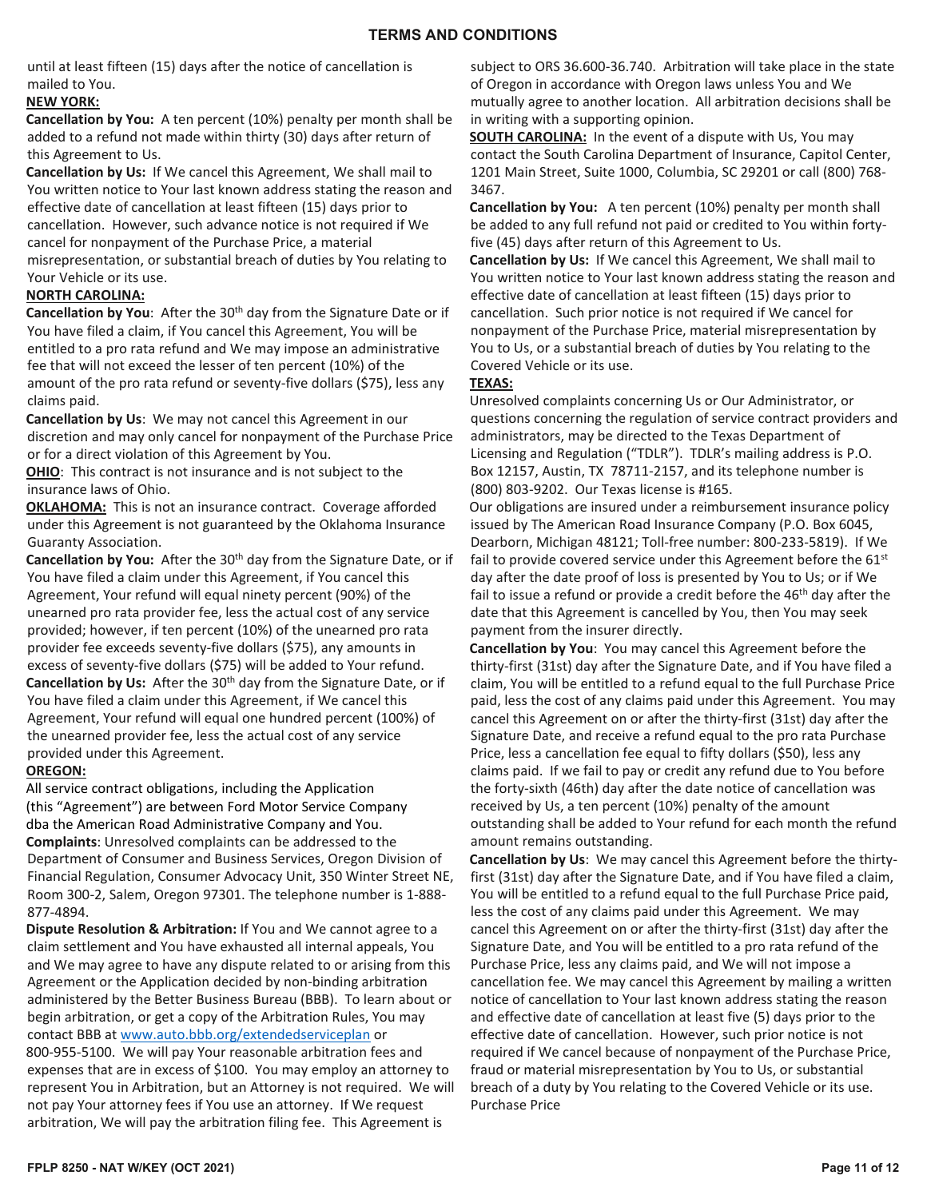until at least fifteen (15) days after the notice of cancellation is mailed to You.

**NEW YORK:**

**Cancellation by You:** A ten percent (10%) penalty per month shall be added to a refund not made within thirty (30) days after return of this Agreement to Us.

**Cancellation by Us:** If We cancel this Agreement, We shall mail to You written notice to Your last known address stating the reason and effective date of cancellation at least fifteen (15) days prior to cancellation. However, such advance notice is not required if We cancel for nonpayment of the Purchase Price, a material misrepresentation, or substantial breach of duties by You relating to Your Vehicle or its use.

**NORTH CAROLINA:**

**Cancellation by You**: After the 30th day from the Signature Date or if You have filed a claim, if You cancel this Agreement, You will be entitled to a pro rata refund and We may impose an administrative fee that will not exceed the lesser of ten percent (10%) of the amount of the pro rata refund or seventy-five dollars ($75), less any claims paid.

**Cancellation by Us**: We may not cancel this Agreement in our discretion and may only cancel for nonpayment of the Purchase Price or for a direct violation of this Agreement by You.

**OHIO**: This contract is not insurance and is not subject to the insurance laws of Ohio.

**OKLAHOMA:** This is not an insurance contract. Coverage afforded under this Agreement is not guaranteed by the Oklahoma Insurance Guaranty Association.

**Cancellation by You:** After the 30th day from the Signature Date, or if You have filed a claim under this Agreement, if You cancel this Agreement, Your refund will equal ninety percent (90%) of the unearned pro rata provider fee, less the actual cost of any service provided; however, if ten percent (10%) of the unearned pro rata provider fee exceeds seventy-five dollars ($75), any amounts in excess of seventy-five dollars ($75) will be added to Your refund.

**Cancellation by Us:** After the 30th day from the Signature Date, or if You have filed a claim under this Agreement, if We cancel this Agreement, Your refund will equal one hundred percent (100%) of the unearned provider fee, less the actual cost of any service provided under this Agreement.

**OREGON:**

All service contract obligations, including the Application (this "Agreement") are between Ford Motor Service Company dba the American Road Administrative Company and You.

**Complaints**: Unresolved complaints can be addressed to the Department of Consumer and Business Services, Oregon Division of Financial Regulation, Consumer Advocacy Unit, 350 Winter Street NE, Room 300-2, Salem, Oregon 97301. The telephone number is 1-888-877-4894.

**Dispute Resolution & Arbitration:** If You and We cannot agree to a claim settlement and You have exhausted all internal appeals, You and We may agree to have any dispute related to or arising from this Agreement or the Application decided by non-binding arbitration administered by the Better Business Bureau (BBB). To learn about or begin arbitration, or get a copy of the Arbitration Rules, You may contact BBB at www.auto.bbb.org/extendedserviceplan or 800-955-5100. We will pay Your reasonable arbitration fees and expenses that are in excess of $100. You may employ an attorney to represent You in Arbitration, but an Attorney is not required. We will not pay Your attorney fees if You use an attorney. If We request arbitration, We will pay the arbitration filing fee. This Agreement is subject to ORS 36.600-36.740. Arbitration will take place in the state of Oregon in accordance with Oregon laws unless You and We mutually agree to another location. All arbitration decisions shall be in writing with a supporting opinion.

**SOUTH CAROLINA:** In the event of a dispute with Us, You may contact the South Carolina Department of Insurance, Capitol Center, 1201 Main Street, Suite 1000, Columbia, SC 29201 or call (800) 768-3467.

**Cancellation by You:** A ten percent (10%) penalty per month shall be added to any full refund not paid or credited to You within forty-five (45) days after return of this Agreement to Us.

**Cancellation by Us:** If We cancel this Agreement, We shall mail to You written notice to Your last known address stating the reason and effective date of cancellation at least fifteen (15) days prior to cancellation. Such prior notice is not required if We cancel for nonpayment of the Purchase Price, material misrepresentation by You to Us, or a substantial breach of duties by You relating to the Covered Vehicle or its use.

**TEXAS:**

Unresolved complaints concerning Us or Our Administrator, or questions concerning the regulation of service contract providers and administrators, may be directed to the Texas Department of Licensing and Regulation ("TDLR"). TDLR's mailing address is P.O. Box 12157, Austin, TX 78711-2157, and its telephone number is (800) 803-9202. Our Texas license is #165.

Our obligations are insured under a reimbursement insurance policy issued by The American Road Insurance Company (P.O. Box 6045, Dearborn, Michigan 48121; Toll-free number: 800-233-5819). If We fail to provide covered service under this Agreement before the 61st day after the date proof of loss is presented by You to Us; or if We fail to issue a refund or provide a credit before the 46th day after the date that this Agreement is cancelled by You, then You may seek payment from the insurer directly.

**Cancellation by You**: You may cancel this Agreement before the thirty-first (31st) day after the Signature Date, and if You have filed a claim, You will be entitled to a refund equal to the full Purchase Price paid, less the cost of any claims paid under this Agreement. You may cancel this Agreement on or after the thirty-first (31st) day after the Signature Date, and receive a refund equal to the pro rata Purchase Price, less a cancellation fee equal to fifty dollars ($50), less any claims paid. If we fail to pay or credit any refund due to You before the forty-sixth (46th) day after the date notice of cancellation was received by Us, a ten percent (10%) penalty of the amount outstanding shall be added to Your refund for each month the refund amount remains outstanding.

**Cancellation by Us**: We may cancel this Agreement before the thirty-first (31st) day after the Signature Date, and if You have filed a claim, You will be entitled to a refund equal to the full Purchase Price paid, less the cost of any claims paid under this Agreement. We may cancel this Agreement on or after the thirty-first (31st) day after the Signature Date, and You will be entitled to a pro rata refund of the Purchase Price, less any claims paid, and We will not impose a cancellation fee. We may cancel this Agreement by mailing a written notice of cancellation to Your last known address stating the reason and effective date of cancellation at least five (5) days prior to the effective date of cancellation. However, such prior notice is not required if We cancel because of nonpayment of the Purchase Price, fraud or material misrepresentation by You to Us, or substantial breach of a duty by You relating to the Covered Vehicle or its use. Purchase Price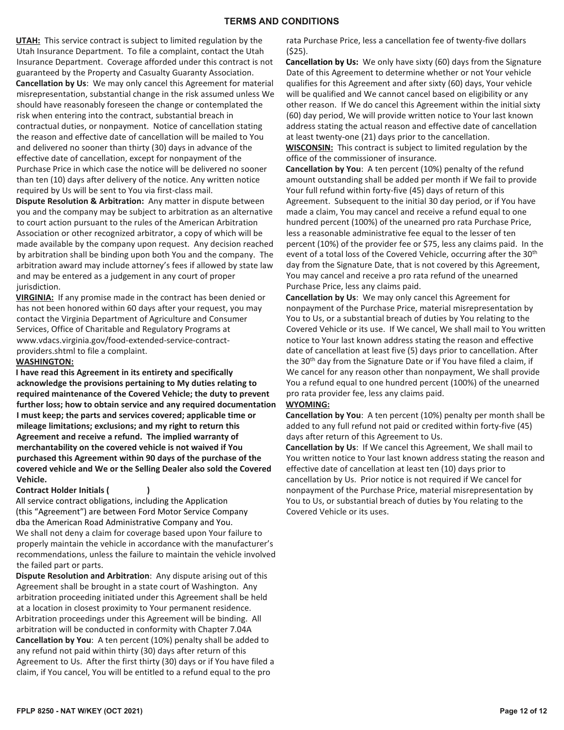## TERMS AND CONDITIONS

**UTAH:** This service contract is subject to limited regulation by the Utah Insurance Department. To file a complaint, contact the Utah Insurance Department. Coverage afforded under this contract is not guaranteed by the Property and Casualty Guaranty Association.

**Cancellation by Us**: We may only cancel this Agreement for material misrepresentation, substantial change in the risk assumed unless We should have reasonably foreseen the change or contemplated the risk when entering into the contract, substantial breach in contractual duties, or nonpayment. Notice of cancellation stating the reason and effective date of cancellation will be mailed to You and delivered no sooner than thirty (30) days in advance of the effective date of cancellation, except for nonpayment of the Purchase Price in which case the notice will be delivered no sooner than ten (10) days after delivery of the notice. Any written notice required by Us will be sent to You via first-class mail.

**Dispute Resolution & Arbitration:** Any matter in dispute between you and the company may be subject to arbitration as an alternative to court action pursuant to the rules of the American Arbitration Association or other recognized arbitrator, a copy of which will be made available by the company upon request. Any decision reached by arbitration shall be binding upon both You and the company. The arbitration award may include attorney's fees if allowed by state law and may be entered as a judgement in any court of proper jurisdiction.

**VIRGINIA:** If any promise made in the contract has been denied or has not been honored within 60 days after your request, you may contact the Virginia Department of Agriculture and Consumer Services, Office of Charitable and Regulatory Programs at www.vdacs.virginia.gov/food-extended-service-contract-providers.shtml to file a complaint.

**WASHINGTON:**

**I have read this Agreement in its entirety and specifically acknowledge the provisions pertaining to My duties relating to required maintenance of the Covered Vehicle; the duty to prevent further loss; how to obtain service and any required documentation I must keep; the parts and services covered; applicable time or mileage limitations; exclusions; and my right to return this Agreement and receive a refund. The implied warranty of merchantability on the covered vehicle is not waived if You purchased this Agreement within 90 days of the purchase of the covered vehicle and We or the Selling Dealer also sold the Covered Vehicle.**

**Contract Holder Initials (                )**

All service contract obligations, including the Application (this "Agreement") are between Ford Motor Service Company dba the American Road Administrative Company and You.

We shall not deny a claim for coverage based upon Your failure to properly maintain the vehicle in accordance with the manufacturer's recommendations, unless the failure to maintain the vehicle involved the failed part or parts.

**Dispute Resolution and Arbitration**: Any dispute arising out of this Agreement shall be brought in a state court of Washington. Any arbitration proceeding initiated under this Agreement shall be held at a location in closest proximity to Your permanent residence. Arbitration proceedings under this Agreement will be binding. All arbitration will be conducted in conformity with Chapter 7.04A

**Cancellation by You**: A ten percent (10%) penalty shall be added to any refund not paid within thirty (30) days after return of this Agreement to Us. After the first thirty (30) days or if You have filed a claim, if You cancel, You will be entitled to a refund equal to the pro rata Purchase Price, less a cancellation fee of twenty-five dollars ($25).

**Cancellation by Us:** We only have sixty (60) days from the Signature Date of this Agreement to determine whether or not Your vehicle qualifies for this Agreement and after sixty (60) days, Your vehicle will be qualified and We cannot cancel based on eligibility or any other reason. If We do cancel this Agreement within the initial sixty (60) day period, We will provide written notice to Your last known address stating the actual reason and effective date of cancellation at least twenty-one (21) days prior to the cancellation.

**WISCONSIN:** This contract is subject to limited regulation by the office of the commissioner of insurance.

**Cancellation by You**: A ten percent (10%) penalty of the refund amount outstanding shall be added per month if We fail to provide Your full refund within forty-five (45) days of return of this Agreement. Subsequent to the initial 30 day period, or if You have made a claim, You may cancel and receive a refund equal to one hundred percent (100%) of the unearned pro rata Purchase Price, less a reasonable administrative fee equal to the lesser of ten percent (10%) of the provider fee or $75, less any claims paid. In the event of a total loss of the Covered Vehicle, occurring after the 30th day from the Signature Date, that is not covered by this Agreement, You may cancel and receive a pro rata refund of the unearned Purchase Price, less any claims paid.

**Cancellation by Us**: We may only cancel this Agreement for nonpayment of the Purchase Price, material misrepresentation by You to Us, or a substantial breach of duties by You relating to the Covered Vehicle or its use. If We cancel, We shall mail to You written notice to Your last known address stating the reason and effective date of cancellation at least five (5) days prior to cancellation. After the 30th day from the Signature Date or if You have filed a claim, if We cancel for any reason other than nonpayment, We shall provide You a refund equal to one hundred percent (100%) of the unearned pro rata provider fee, less any claims paid.

**WYOMING:**

**Cancellation by You**: A ten percent (10%) penalty per month shall be added to any full refund not paid or credited within forty-five (45) days after return of this Agreement to Us.

**Cancellation by Us**: If We cancel this Agreement, We shall mail to You written notice to Your last known address stating the reason and effective date of cancellation at least ten (10) days prior to cancellation by Us. Prior notice is not required if We cancel for nonpayment of the Purchase Price, material misrepresentation by You to Us, or substantial breach of duties by You relating to the Covered Vehicle or its uses.

FPLP 8250 - NAT W/KEY (OCT 2021)